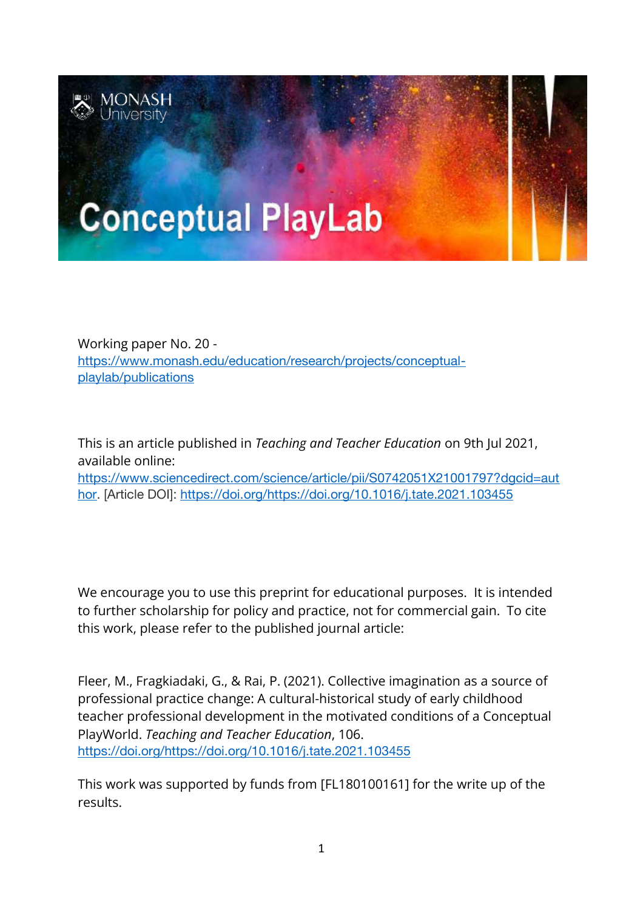Monash University

# Conceptual PlayLab

Working paper No. 20 - https://www.monash.edu/education/research/projects/conceptual-playlab/publications

This is an article published in *Teaching and Teacher Education* on 9th Jul 2021, available online: https://www.sciencedirect.com/science/article/pii/S0742051X21001797?dgcid=author. [Article DOI]: https://doi.org/https://doi.org/10.1016/j.tate.2021.103455

We encourage you to use this preprint for educational purposes. It is intended to further scholarship for policy and practice, not for commercial gain. To cite this work, please refer to the published journal article:

Fleer, M., Fragkiadaki, G., & Rai, P. (2021). Collective imagination as a source of professional practice change: A cultural-historical study of early childhood teacher professional development in the motivated conditions of a Conceptual PlayWorld. *Teaching and Teacher Education*, 106. https://doi.org/https://doi.org/10.1016/j.tate.2021.103455

This work was supported by funds from [FL180100161] for the write up of the results.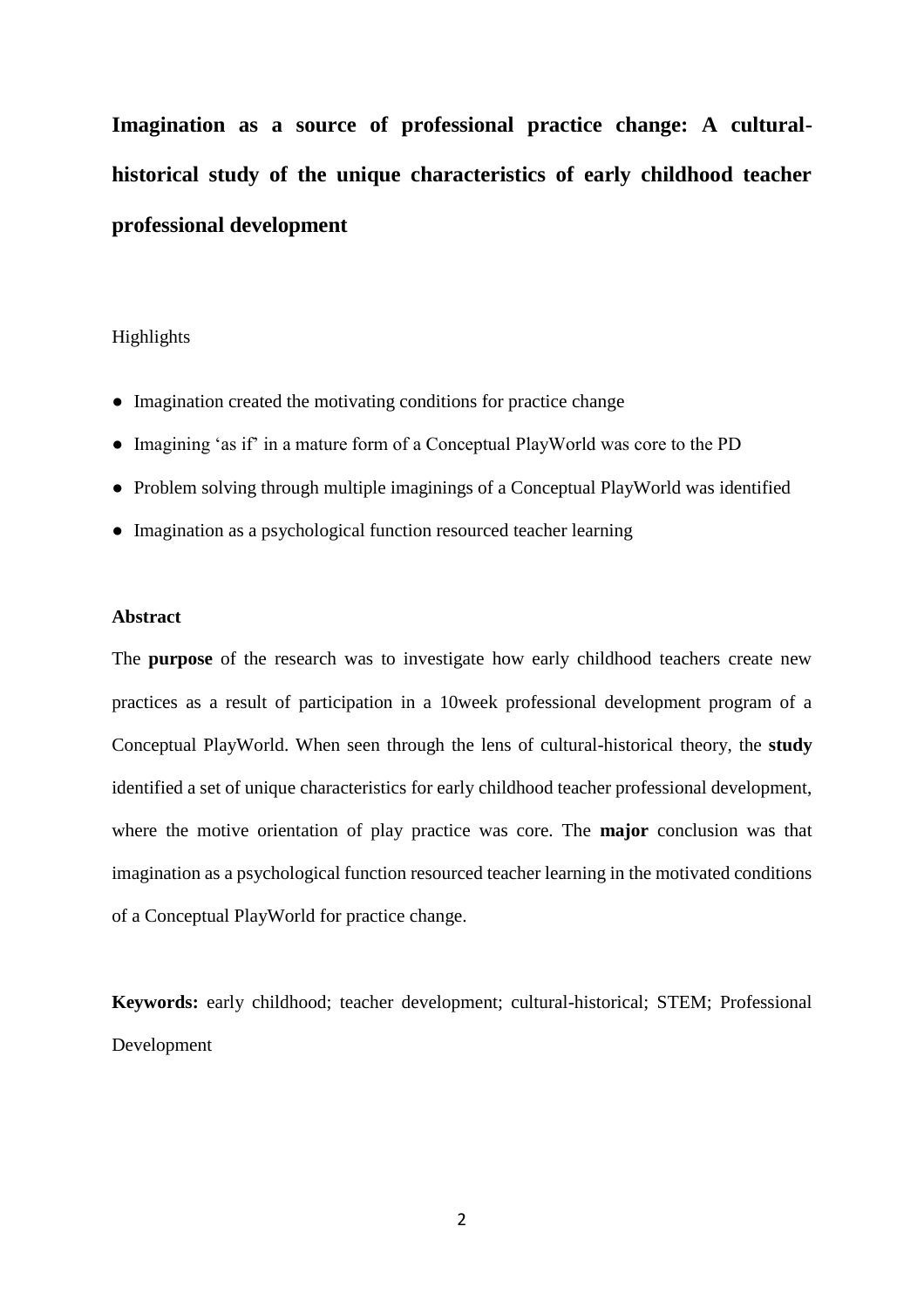# Imagination as a source of professional practice change: A cultural-historical study of the unique characteristics of early childhood teacher professional development

Highlights

- Imagination created the motivating conditions for practice change
- Imagining 'as if' in a mature form of a Conceptual PlayWorld was core to the PD
- Problem solving through multiple imaginings of a Conceptual PlayWorld was identified
- Imagination as a psychological function resourced teacher learning

**Abstract**

The **purpose** of the research was to investigate how early childhood teachers create new practices as a result of participation in a 10week professional development program of a Conceptual PlayWorld. When seen through the lens of cultural-historical theory, the **study** identified a set of unique characteristics for early childhood teacher professional development, where the motive orientation of play practice was core. The **major** conclusion was that imagination as a psychological function resourced teacher learning in the motivated conditions of a Conceptual PlayWorld for practice change.

**Keywords:** early childhood; teacher development; cultural-historical; STEM; Professional Development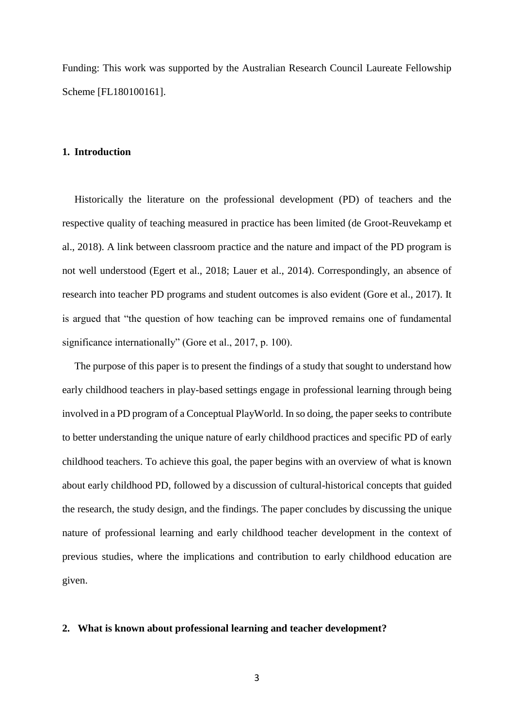Funding: This work was supported by the Australian Research Council Laureate Fellowship Scheme [FL180100161].

## 1. Introduction

Historically the literature on the professional development (PD) of teachers and the respective quality of teaching measured in practice has been limited (de Groot-Reuvekamp et al., 2018). A link between classroom practice and the nature and impact of the PD program is not well understood (Egert et al., 2018; Lauer et al., 2014). Correspondingly, an absence of research into teacher PD programs and student outcomes is also evident (Gore et al., 2017). It is argued that "the question of how teaching can be improved remains one of fundamental significance internationally" (Gore et al., 2017, p. 100).

The purpose of this paper is to present the findings of a study that sought to understand how early childhood teachers in play-based settings engage in professional learning through being involved in a PD program of a Conceptual PlayWorld. In so doing, the paper seeks to contribute to better understanding the unique nature of early childhood practices and specific PD of early childhood teachers. To achieve this goal, the paper begins with an overview of what is known about early childhood PD, followed by a discussion of cultural-historical concepts that guided the research, the study design, and the findings. The paper concludes by discussing the unique nature of professional learning and early childhood teacher development in the context of previous studies, where the implications and contribution to early childhood education are given.

## 2. What is known about professional learning and teacher development?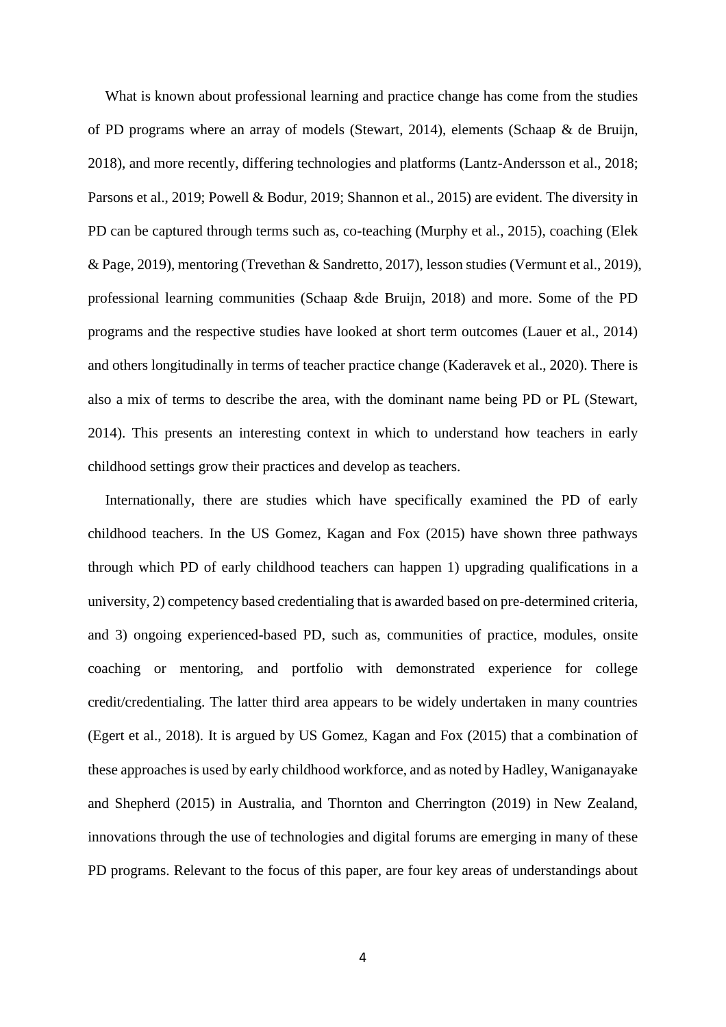What is known about professional learning and practice change has come from the studies of PD programs where an array of models (Stewart, 2014), elements (Schaap & de Bruijn, 2018), and more recently, differing technologies and platforms (Lantz-Andersson et al., 2018; Parsons et al., 2019; Powell & Bodur, 2019; Shannon et al., 2015) are evident. The diversity in PD can be captured through terms such as, co-teaching (Murphy et al., 2015), coaching (Elek & Page, 2019), mentoring (Trevethan & Sandretto, 2017), lesson studies (Vermunt et al., 2019), professional learning communities (Schaap &de Bruijn, 2018) and more. Some of the PD programs and the respective studies have looked at short term outcomes (Lauer et al., 2014) and others longitudinally in terms of teacher practice change (Kaderavek et al., 2020). There is also a mix of terms to describe the area, with the dominant name being PD or PL (Stewart, 2014). This presents an interesting context in which to understand how teachers in early childhood settings grow their practices and develop as teachers.

Internationally, there are studies which have specifically examined the PD of early childhood teachers. In the US Gomez, Kagan and Fox (2015) have shown three pathways through which PD of early childhood teachers can happen 1) upgrading qualifications in a university, 2) competency based credentialing that is awarded based on pre-determined criteria, and 3) ongoing experienced-based PD, such as, communities of practice, modules, onsite coaching or mentoring, and portfolio with demonstrated experience for college credit/credentialing. The latter third area appears to be widely undertaken in many countries (Egert et al., 2018). It is argued by US Gomez, Kagan and Fox (2015) that a combination of these approaches is used by early childhood workforce, and as noted by Hadley, Waniganayake and Shepherd (2015) in Australia, and Thornton and Cherrington (2019) in New Zealand, innovations through the use of technologies and digital forums are emerging in many of these PD programs. Relevant to the focus of this paper, are four key areas of understandings about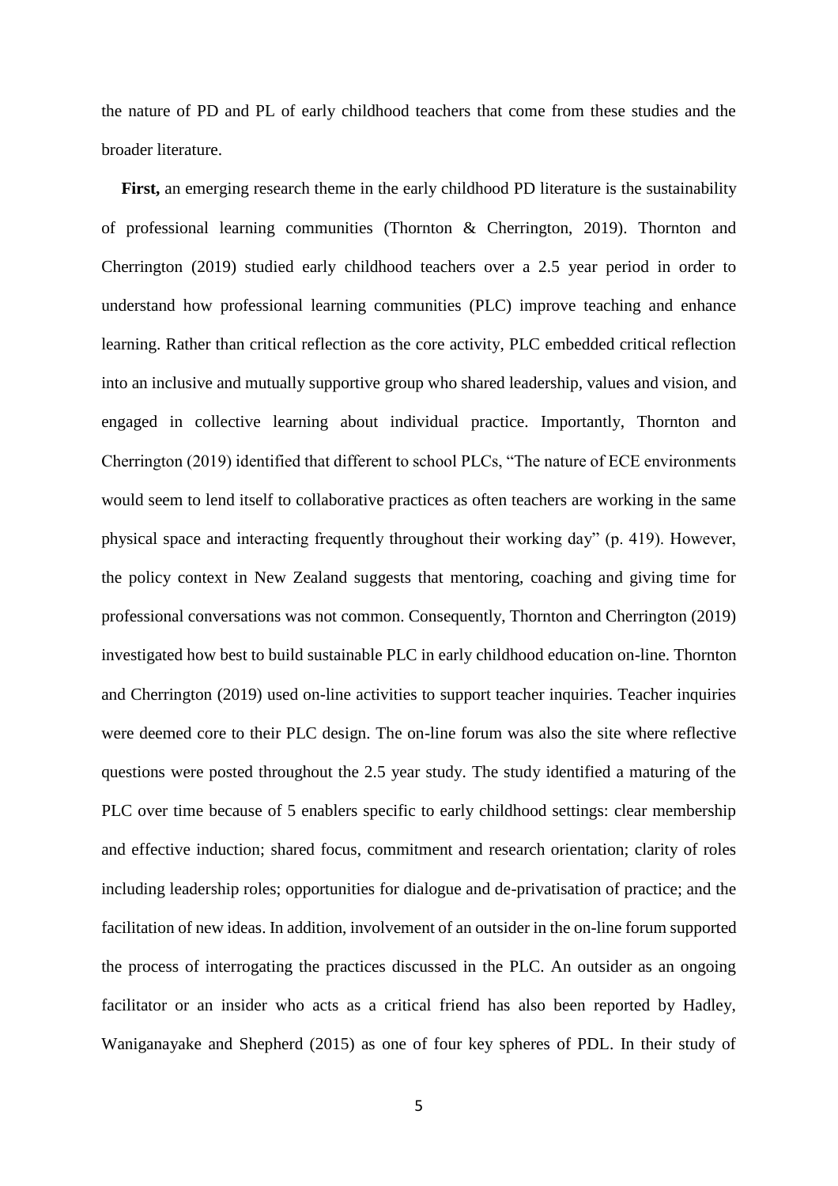the nature of PD and PL of early childhood teachers that come from these studies and the broader literature.

**First,** an emerging research theme in the early childhood PD literature is the sustainability of professional learning communities (Thornton & Cherrington, 2019). Thornton and Cherrington (2019) studied early childhood teachers over a 2.5 year period in order to understand how professional learning communities (PLC) improve teaching and enhance learning. Rather than critical reflection as the core activity, PLC embedded critical reflection into an inclusive and mutually supportive group who shared leadership, values and vision, and engaged in collective learning about individual practice. Importantly, Thornton and Cherrington (2019) identified that different to school PLCs, "The nature of ECE environments would seem to lend itself to collaborative practices as often teachers are working in the same physical space and interacting frequently throughout their working day" (p. 419). However, the policy context in New Zealand suggests that mentoring, coaching and giving time for professional conversations was not common. Consequently, Thornton and Cherrington (2019) investigated how best to build sustainable PLC in early childhood education on-line. Thornton and Cherrington (2019) used on-line activities to support teacher inquiries. Teacher inquiries were deemed core to their PLC design. The on-line forum was also the site where reflective questions were posted throughout the 2.5 year study. The study identified a maturing of the PLC over time because of 5 enablers specific to early childhood settings: clear membership and effective induction; shared focus, commitment and research orientation; clarity of roles including leadership roles; opportunities for dialogue and de-privatisation of practice; and the facilitation of new ideas. In addition, involvement of an outsider in the on-line forum supported the process of interrogating the practices discussed in the PLC. An outsider as an ongoing facilitator or an insider who acts as a critical friend has also been reported by Hadley, Waniganayake and Shepherd (2015) as one of four key spheres of PDL. In their study of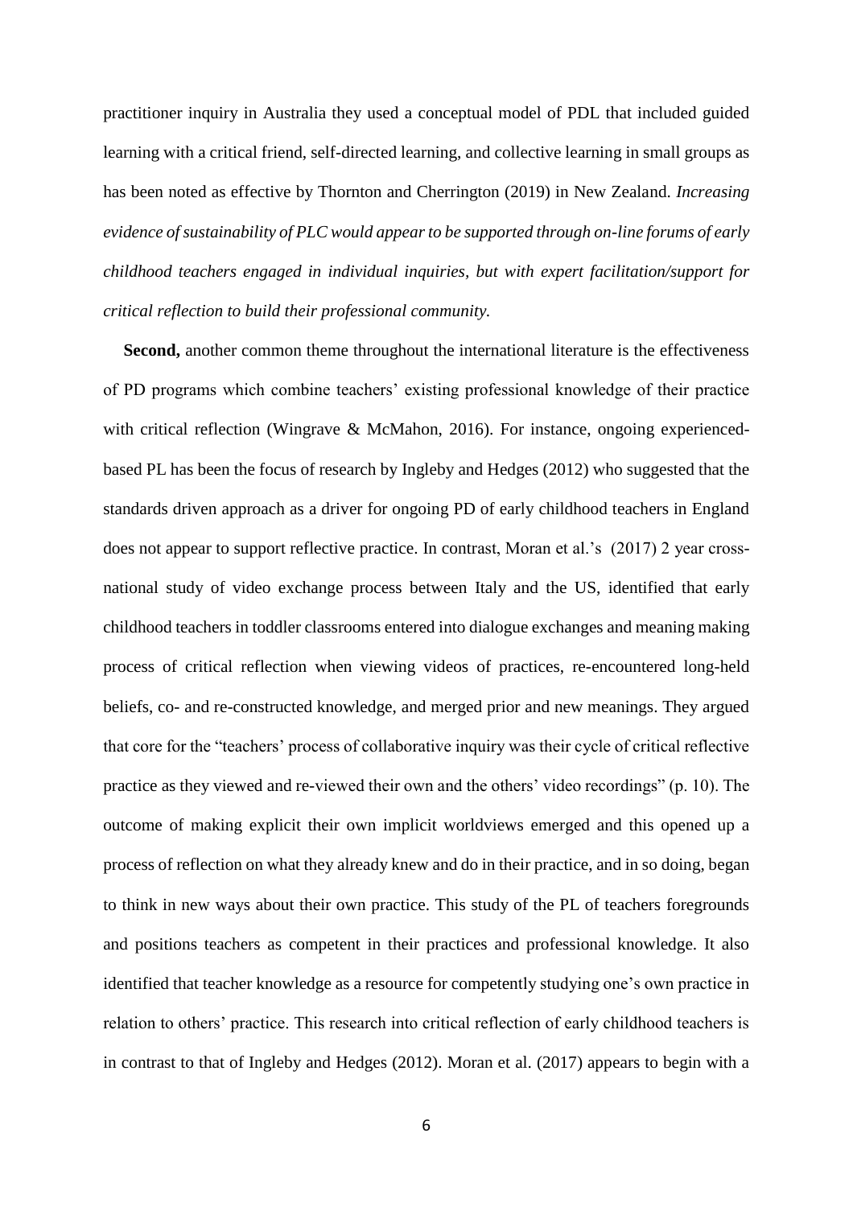practitioner inquiry in Australia they used a conceptual model of PDL that included guided learning with a critical friend, self-directed learning, and collective learning in small groups as has been noted as effective by Thornton and Cherrington (2019) in New Zealand. *Increasing evidence of sustainability of PLC would appear to be supported through on-line forums of early childhood teachers engaged in individual inquiries, but with expert facilitation/support for critical reflection to build their professional community.*

**Second,** another common theme throughout the international literature is the effectiveness of PD programs which combine teachers' existing professional knowledge of their practice with critical reflection (Wingrave & McMahon, 2016). For instance, ongoing experienced-based PL has been the focus of research by Ingleby and Hedges (2012) who suggested that the standards driven approach as a driver for ongoing PD of early childhood teachers in England does not appear to support reflective practice. In contrast, Moran et al.'s (2017) 2 year cross-national study of video exchange process between Italy and the US, identified that early childhood teachers in toddler classrooms entered into dialogue exchanges and meaning making process of critical reflection when viewing videos of practices, re-encountered long-held beliefs, co- and re-constructed knowledge, and merged prior and new meanings. They argued that core for the "teachers' process of collaborative inquiry was their cycle of critical reflective practice as they viewed and re-viewed their own and the others' video recordings" (p. 10). The outcome of making explicit their own implicit worldviews emerged and this opened up a process of reflection on what they already knew and do in their practice, and in so doing, began to think in new ways about their own practice. This study of the PL of teachers foregrounds and positions teachers as competent in their practices and professional knowledge. It also identified that teacher knowledge as a resource for competently studying one's own practice in relation to others' practice. This research into critical reflection of early childhood teachers is in contrast to that of Ingleby and Hedges (2012). Moran et al. (2017) appears to begin with a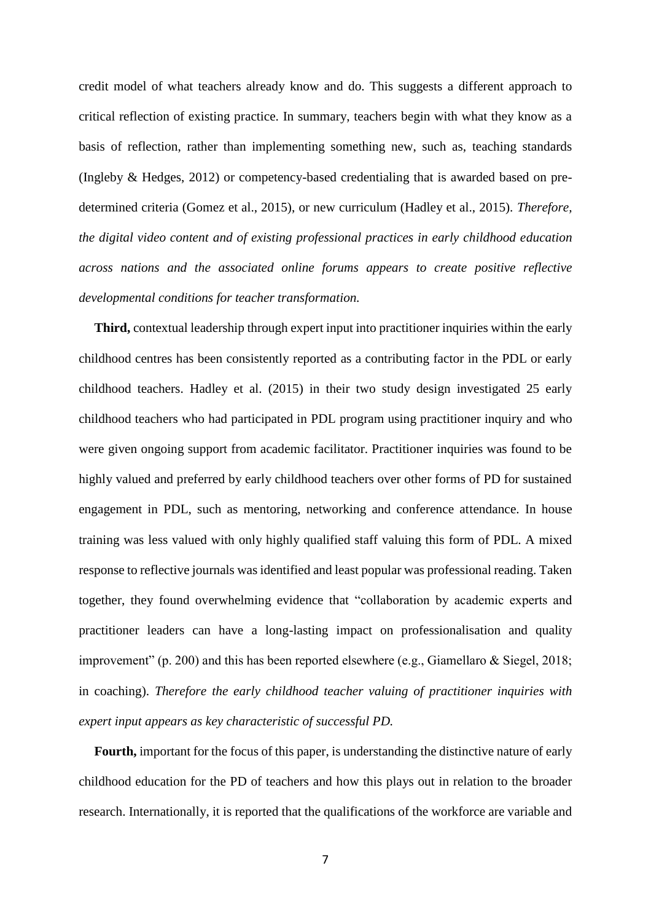credit model of what teachers already know and do. This suggests a different approach to critical reflection of existing practice. In summary, teachers begin with what they know as a basis of reflection, rather than implementing something new, such as, teaching standards (Ingleby & Hedges, 2012) or competency-based credentialing that is awarded based on pre-determined criteria (Gomez et al., 2015), or new curriculum (Hadley et al., 2015). *Therefore, the digital video content and of existing professional practices in early childhood education across nations and the associated online forums appears to create positive reflective developmental conditions for teacher transformation.*

**Third,** contextual leadership through expert input into practitioner inquiries within the early childhood centres has been consistently reported as a contributing factor in the PDL or early childhood teachers. Hadley et al. (2015) in their two study design investigated 25 early childhood teachers who had participated in PDL program using practitioner inquiry and who were given ongoing support from academic facilitator. Practitioner inquiries was found to be highly valued and preferred by early childhood teachers over other forms of PD for sustained engagement in PDL, such as mentoring, networking and conference attendance. In house training was less valued with only highly qualified staff valuing this form of PDL. A mixed response to reflective journals was identified and least popular was professional reading. Taken together, they found overwhelming evidence that "collaboration by academic experts and practitioner leaders can have a long-lasting impact on professionalisation and quality improvement" (p. 200) and this has been reported elsewhere (e.g., Giamellaro & Siegel, 2018; in coaching). *Therefore the early childhood teacher valuing of practitioner inquiries with expert input appears as key characteristic of successful PD.*

**Fourth,** important for the focus of this paper, is understanding the distinctive nature of early childhood education for the PD of teachers and how this plays out in relation to the broader research. Internationally, it is reported that the qualifications of the workforce are variable and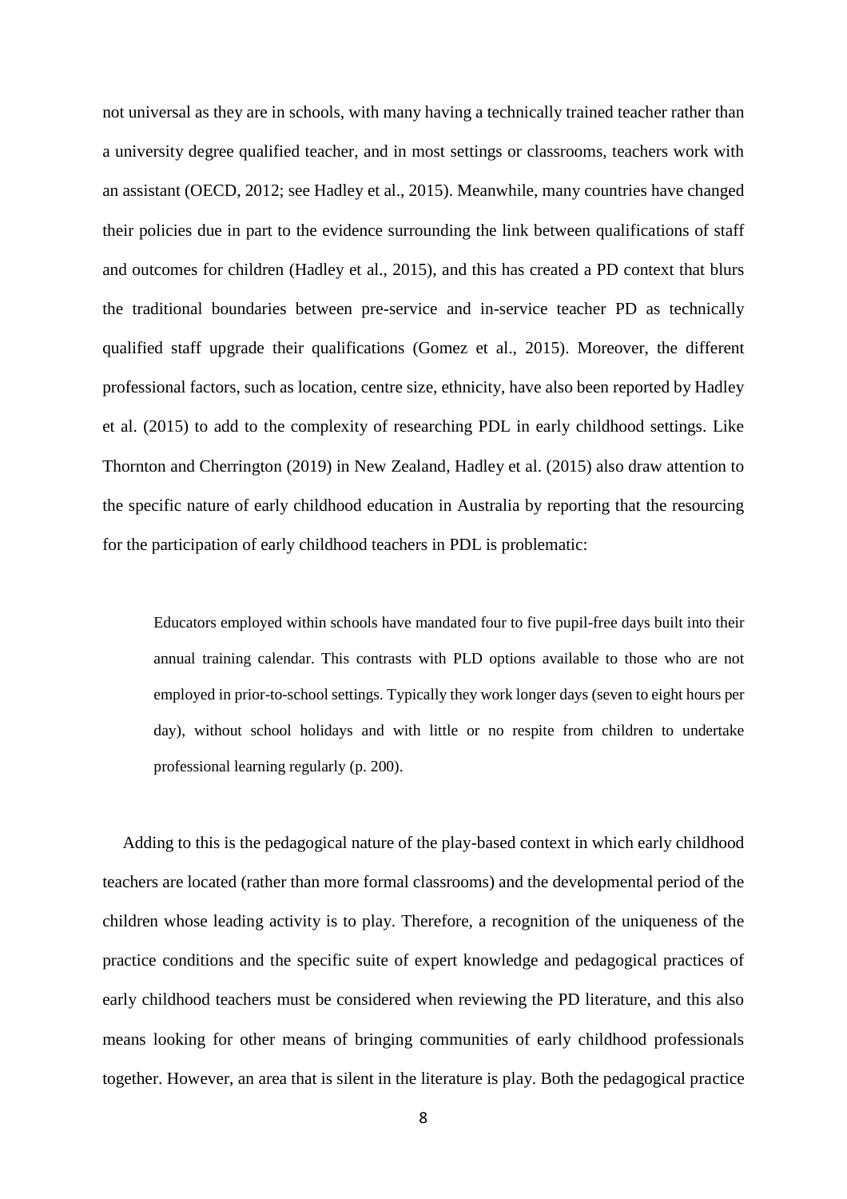not universal as they are in schools, with many having a technically trained teacher rather than a university degree qualified teacher, and in most settings or classrooms, teachers work with an assistant (OECD, 2012; see Hadley et al., 2015). Meanwhile, many countries have changed their policies due in part to the evidence surrounding the link between qualifications of staff and outcomes for children (Hadley et al., 2015), and this has created a PD context that blurs the traditional boundaries between pre-service and in-service teacher PD as technically qualified staff upgrade their qualifications (Gomez et al., 2015). Moreover, the different professional factors, such as location, centre size, ethnicity, have also been reported by Hadley et al. (2015) to add to the complexity of researching PDL in early childhood settings. Like Thornton and Cherrington (2019) in New Zealand, Hadley et al. (2015) also draw attention to the specific nature of early childhood education in Australia by reporting that the resourcing for the participation of early childhood teachers in PDL is problematic:

> Educators employed within schools have mandated four to five pupil-free days built into their annual training calendar. This contrasts with PLD options available to those who are not employed in prior-to-school settings. Typically they work longer days (seven to eight hours per day), without school holidays and with little or no respite from children to undertake professional learning regularly (p. 200).

Adding to this is the pedagogical nature of the play-based context in which early childhood teachers are located (rather than more formal classrooms) and the developmental period of the children whose leading activity is to play. Therefore, a recognition of the uniqueness of the practice conditions and the specific suite of expert knowledge and pedagogical practices of early childhood teachers must be considered when reviewing the PD literature, and this also means looking for other means of bringing communities of early childhood professionals together. However, an area that is silent in the literature is play. Both the pedagogical practice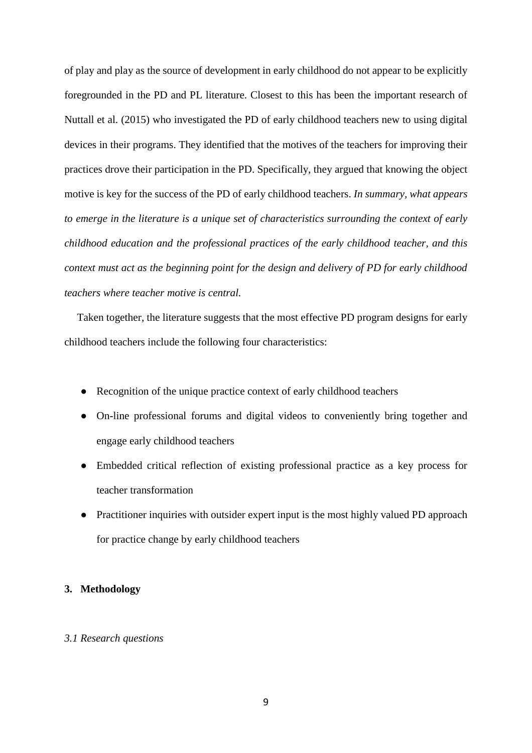of play and play as the source of development in early childhood do not appear to be explicitly foregrounded in the PD and PL literature. Closest to this has been the important research of Nuttall et al. (2015) who investigated the PD of early childhood teachers new to using digital devices in their programs. They identified that the motives of the teachers for improving their practices drove their participation in the PD. Specifically, they argued that knowing the object motive is key for the success of the PD of early childhood teachers. *In summary, what appears to emerge in the literature is a unique set of characteristics surrounding the context of early childhood education and the professional practices of the early childhood teacher, and this context must act as the beginning point for the design and delivery of PD for early childhood teachers where teacher motive is central.*

Taken together, the literature suggests that the most effective PD program designs for early childhood teachers include the following four characteristics:

- Recognition of the unique practice context of early childhood teachers
- On-line professional forums and digital videos to conveniently bring together and engage early childhood teachers
- Embedded critical reflection of existing professional practice as a key process for teacher transformation
- Practitioner inquiries with outsider expert input is the most highly valued PD approach for practice change by early childhood teachers

## 3. Methodology

### *3.1 Research questions*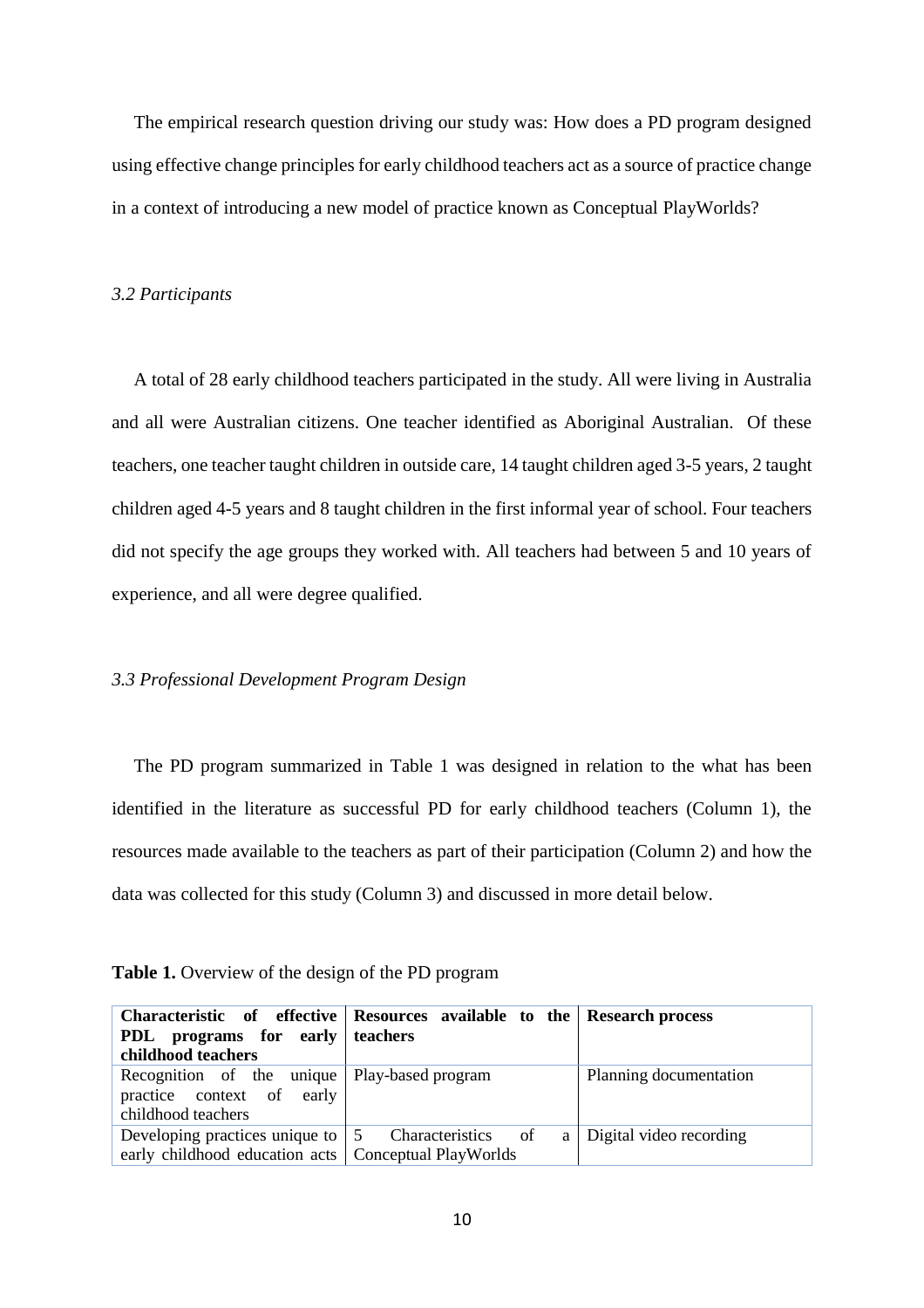The empirical research question driving our study was: How does a PD program designed using effective change principles for early childhood teachers act as a source of practice change in a context of introducing a new model of practice known as Conceptual PlayWorlds?

### *3.2 Participants*

A total of 28 early childhood teachers participated in the study. All were living in Australia and all were Australian citizens. One teacher identified as Aboriginal Australian. Of these teachers, one teacher taught children in outside care, 14 taught children aged 3-5 years, 2 taught children aged 4-5 years and 8 taught children in the first informal year of school. Four teachers did not specify the age groups they worked with. All teachers had between 5 and 10 years of experience, and all were degree qualified.

### *3.3 Professional Development Program Design*

The PD program summarized in Table 1 was designed in relation to the what has been identified in the literature as successful PD for early childhood teachers (Column 1), the resources made available to the teachers as part of their participation (Column 2) and how the data was collected for this study (Column 3) and discussed in more detail below.

**Table 1.** Overview of the design of the PD program

| **Characteristic of effective PDL programs for early childhood teachers** | **Resources available to the teachers** | **Research process** |
|---|---|---|
| Recognition of the unique practice context of early childhood teachers | Play-based program | Planning documentation |
| Developing practices unique to early childhood education acts | 5 Characteristics of a Conceptual PlayWorlds | Digital video recording |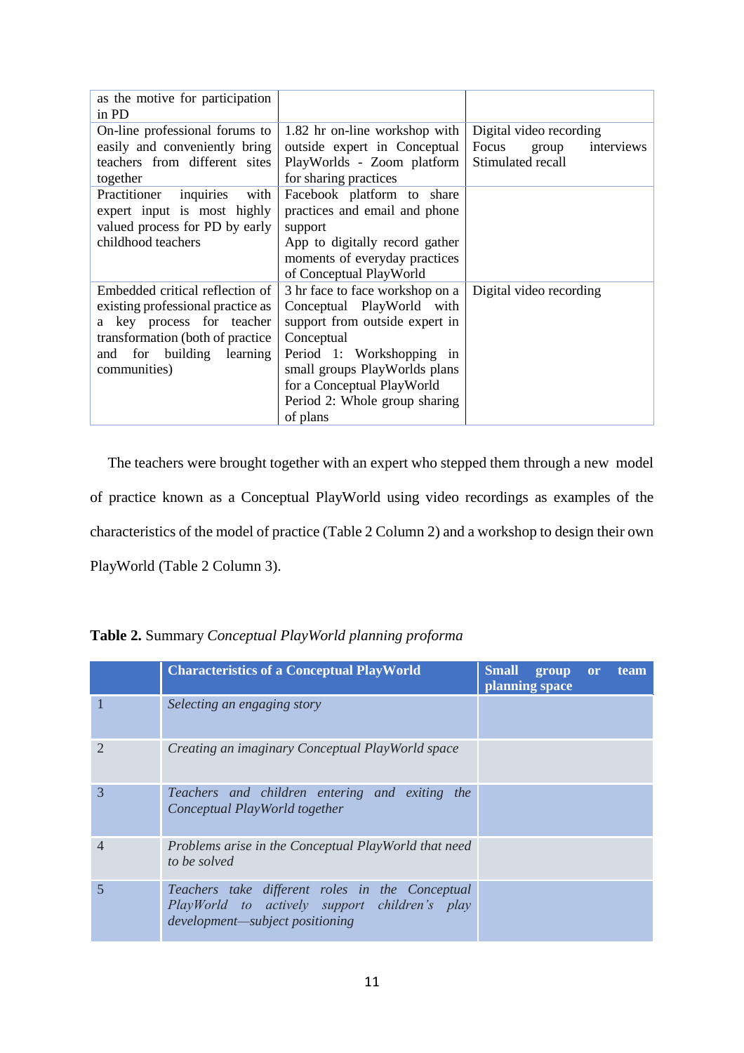| | | |
|---|---|---|
| as the motive for participation in PD | | |
| On-line professional forums to easily and conveniently bring teachers from different sites together | 1.82 hr on-line workshop with outside expert in Conceptual PlayWorlds - Zoom platform for sharing practices | Digital video recording<br>Focus group interviews<br>Stimulated recall |
| Practitioner inquiries with expert input is most highly valued process for PD by early childhood teachers | Facebook platform to share practices and email and phone support<br>App to digitally record gather moments of everyday practices of Conceptual PlayWorld | |
| Embedded critical reflection of existing professional practice as a key process for teacher transformation (both of practice and for building learning communities) | 3 hr face to face workshop on a Conceptual PlayWorld with support from outside expert in Conceptual<br>Period 1: Workshopping in small groups PlayWorlds plans for a Conceptual PlayWorld<br>Period 2: Whole group sharing of plans | Digital video recording |

The teachers were brought together with an expert who stepped them through a new model of practice known as a Conceptual PlayWorld using video recordings as examples of the characteristics of the model of practice (Table 2 Column 2) and a workshop to design their own PlayWorld (Table 2 Column 3).

**Table 2.** Summary *Conceptual PlayWorld planning proforma*

| | **Characteristics of a Conceptual PlayWorld** | **Small group or team planning space** |
|---|---|---|
| 1 | *Selecting an engaging story* | |
| 2 | *Creating an imaginary Conceptual PlayWorld space* | |
| 3 | *Teachers and children entering and exiting the Conceptual PlayWorld together* | |
| 4 | *Problems arise in the Conceptual PlayWorld that need to be solved* | |
| 5 | *Teachers take different roles in the Conceptual PlayWorld to actively support children's play development—subject positioning* | |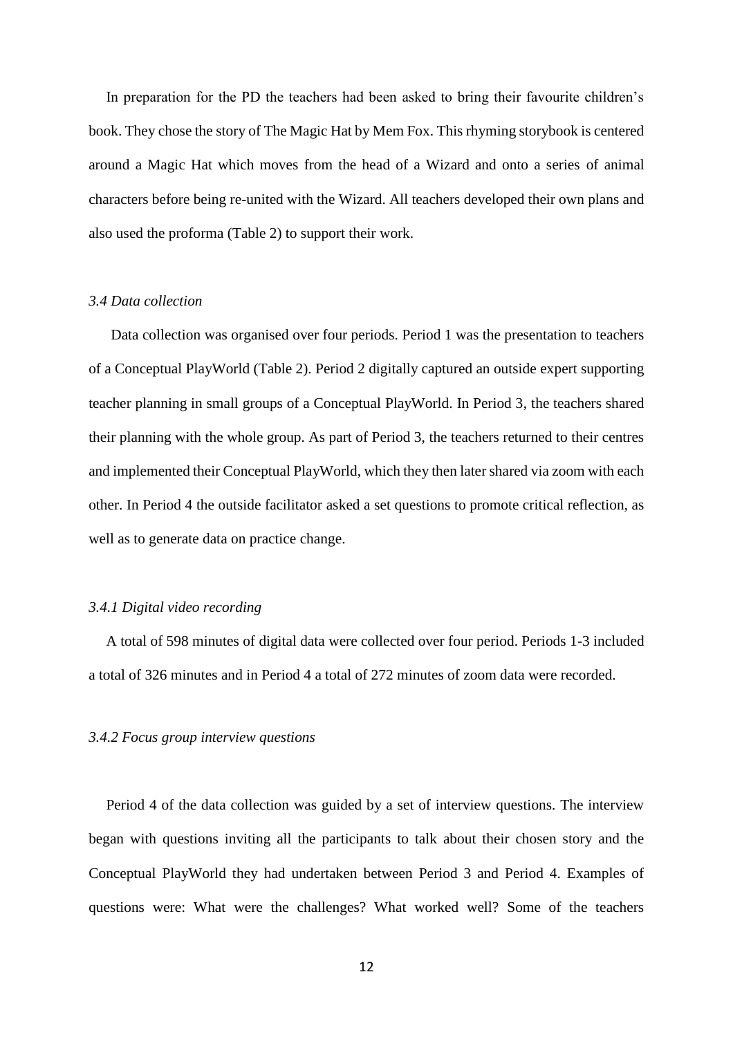In preparation for the PD the teachers had been asked to bring their favourite children's book. They chose the story of The Magic Hat by Mem Fox. This rhyming storybook is centered around a Magic Hat which moves from the head of a Wizard and onto a series of animal characters before being re-united with the Wizard. All teachers developed their own plans and also used the proforma (Table 2) to support their work.

### *3.4 Data collection*

Data collection was organised over four periods. Period 1 was the presentation to teachers of a Conceptual PlayWorld (Table 2). Period 2 digitally captured an outside expert supporting teacher planning in small groups of a Conceptual PlayWorld. In Period 3, the teachers shared their planning with the whole group. As part of Period 3, the teachers returned to their centres and implemented their Conceptual PlayWorld, which they then later shared via zoom with each other. In Period 4 the outside facilitator asked a set questions to promote critical reflection, as well as to generate data on practice change.

#### *3.4.1 Digital video recording*

A total of 598 minutes of digital data were collected over four period. Periods 1-3 included a total of 326 minutes and in Period 4 a total of 272 minutes of zoom data were recorded.

#### *3.4.2 Focus group interview questions*

Period 4 of the data collection was guided by a set of interview questions. The interview began with questions inviting all the participants to talk about their chosen story and the Conceptual PlayWorld they had undertaken between Period 3 and Period 4. Examples of questions were: What were the challenges? What worked well? Some of the teachers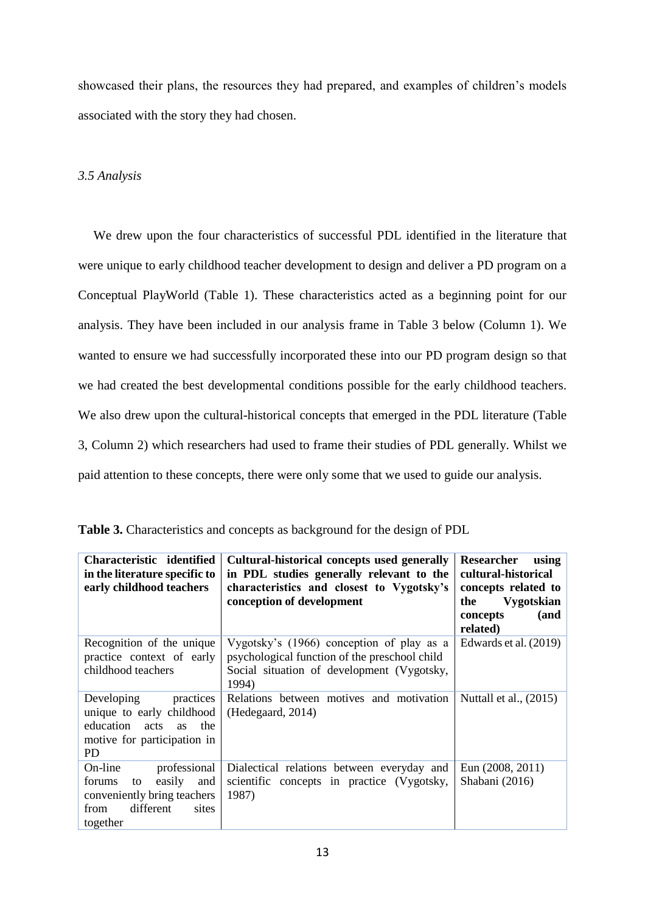showcased their plans, the resources they had prepared, and examples of children's models associated with the story they had chosen.

*3.5 Analysis*

We drew upon the four characteristics of successful PDL identified in the literature that were unique to early childhood teacher development to design and deliver a PD program on a Conceptual PlayWorld (Table 1). These characteristics acted as a beginning point for our analysis. They have been included in our analysis frame in Table 3 below (Column 1). We wanted to ensure we had successfully incorporated these into our PD program design so that we had created the best developmental conditions possible for the early childhood teachers. We also drew upon the cultural-historical concepts that emerged in the PDL literature (Table 3, Column 2) which researchers had used to frame their studies of PDL generally. Whilst we paid attention to these concepts, there were only some that we used to guide our analysis.

**Table 3.** Characteristics and concepts as background for the design of PDL

| **Characteristic identified in the literature specific to early childhood teachers** | **Cultural-historical concepts used generally in PDL studies generally relevant to the characteristics and closest to Vygotsky's conception of development** | **Researcher using cultural-historical concepts related to the Vygotskian concepts (and related)** |
|---|---|---|
| Recognition of the unique practice context of early childhood teachers | Vygotsky's (1966) conception of play as a psychological function of the preschool child Social situation of development (Vygotsky, 1994) | Edwards et al. (2019) |
| Developing practices unique to early childhood education acts as the motive for participation in PD | Relations between motives and motivation (Hedegaard, 2014) | Nuttall et al., (2015) |
| On-line professional forums to easily and conveniently bring teachers from different sites together | Dialectical relations between everyday and scientific concepts in practice (Vygotsky, 1987) | Eun (2008, 2011) Shabani (2016) |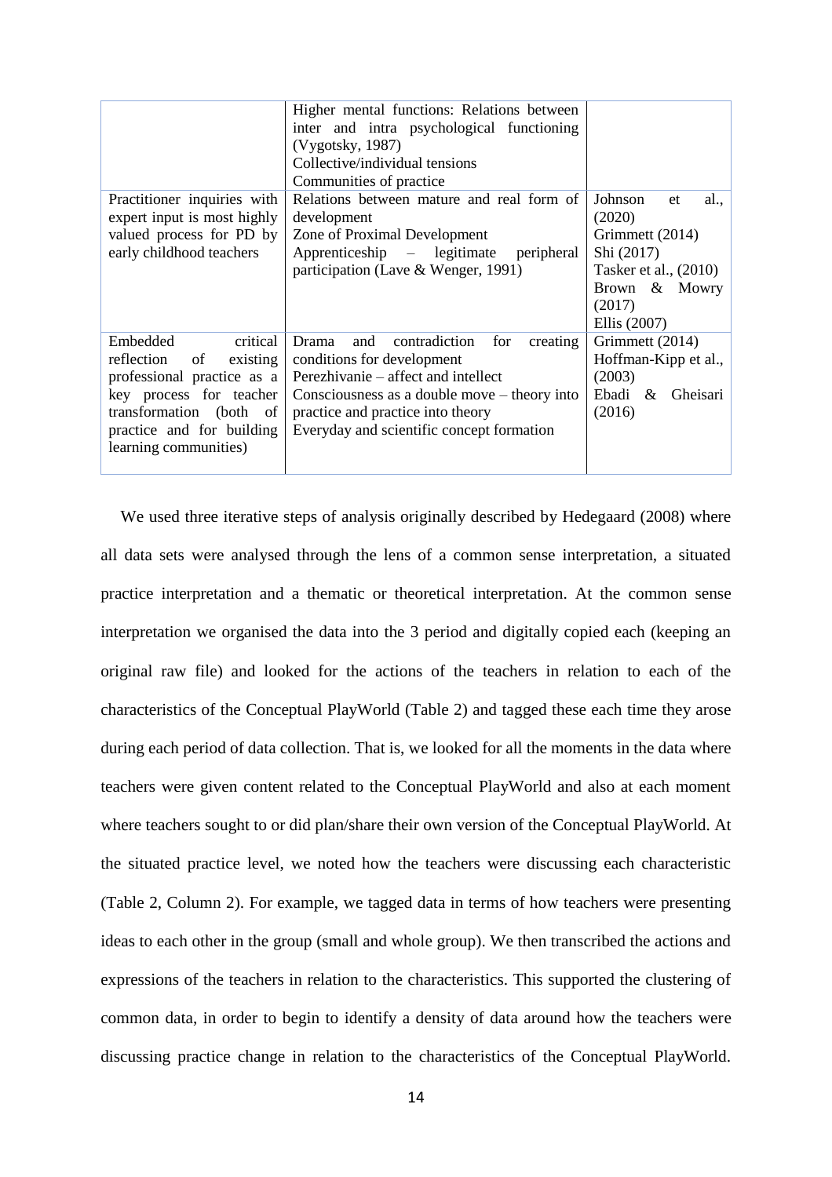| | | |
|---|---|---|
| | Higher mental functions: Relations between inter and intra psychological functioning (Vygotsky, 1987)<br>Collective/individual tensions<br>Communities of practice | |
| Practitioner inquiries with expert input is most highly valued process for PD by early childhood teachers | Relations between mature and real form of development<br>Zone of Proximal Development<br>Apprenticeship – legitimate peripheral participation (Lave & Wenger, 1991) | Johnson et al., (2020)<br>Grimmett (2014)<br>Shi (2017)<br>Tasker et al., (2010)<br>Brown & Mowry (2017)<br>Ellis (2007) |
| Embedded critical reflection of existing professional practice as a key process for teacher transformation (both of practice and for building learning communities) | Drama and contradiction for creating conditions for development<br>Perezhivanie – affect and intellect<br>Consciousness as a double move – theory into practice and practice into theory<br>Everyday and scientific concept formation | Grimmett (2014)<br>Hoffman-Kipp et al., (2003)<br>Ebadi & Gheisari (2016) |

We used three iterative steps of analysis originally described by Hedegaard (2008) where all data sets were analysed through the lens of a common sense interpretation, a situated practice interpretation and a thematic or theoretical interpretation. At the common sense interpretation we organised the data into the 3 period and digitally copied each (keeping an original raw file) and looked for the actions of the teachers in relation to each of the characteristics of the Conceptual PlayWorld (Table 2) and tagged these each time they arose during each period of data collection. That is, we looked for all the moments in the data where teachers were given content related to the Conceptual PlayWorld and also at each moment where teachers sought to or did plan/share their own version of the Conceptual PlayWorld. At the situated practice level, we noted how the teachers were discussing each characteristic (Table 2, Column 2). For example, we tagged data in terms of how teachers were presenting ideas to each other in the group (small and whole group). We then transcribed the actions and expressions of the teachers in relation to the characteristics. This supported the clustering of common data, in order to begin to identify a density of data around how the teachers were discussing practice change in relation to the characteristics of the Conceptual PlayWorld.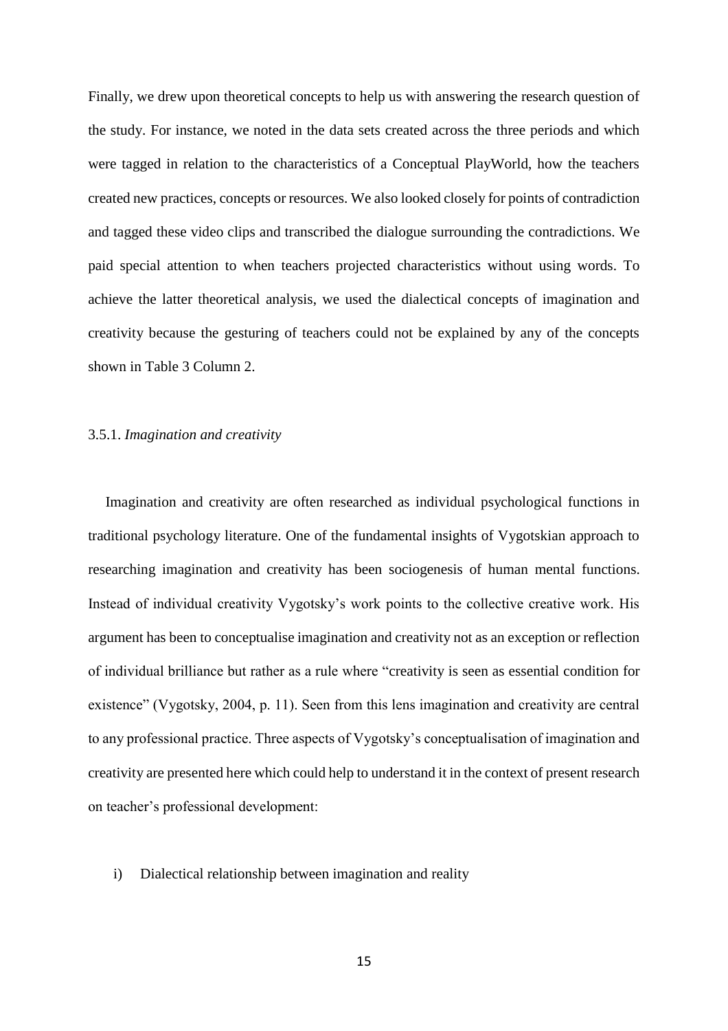Finally, we drew upon theoretical concepts to help us with answering the research question of the study. For instance, we noted in the data sets created across the three periods and which were tagged in relation to the characteristics of a Conceptual PlayWorld, how the teachers created new practices, concepts or resources. We also looked closely for points of contradiction and tagged these video clips and transcribed the dialogue surrounding the contradictions. We paid special attention to when teachers projected characteristics without using words. To achieve the latter theoretical analysis, we used the dialectical concepts of imagination and creativity because the gesturing of teachers could not be explained by any of the concepts shown in Table 3 Column 2.

### 3.5.1. *Imagination and creativity*

Imagination and creativity are often researched as individual psychological functions in traditional psychology literature. One of the fundamental insights of Vygotskian approach to researching imagination and creativity has been sociogenesis of human mental functions. Instead of individual creativity Vygotsky's work points to the collective creative work. His argument has been to conceptualise imagination and creativity not as an exception or reflection of individual brilliance but rather as a rule where "creativity is seen as essential condition for existence" (Vygotsky, 2004, p. 11). Seen from this lens imagination and creativity are central to any professional practice. Three aspects of Vygotsky's conceptualisation of imagination and creativity are presented here which could help to understand it in the context of present research on teacher's professional development:

i) Dialectical relationship between imagination and reality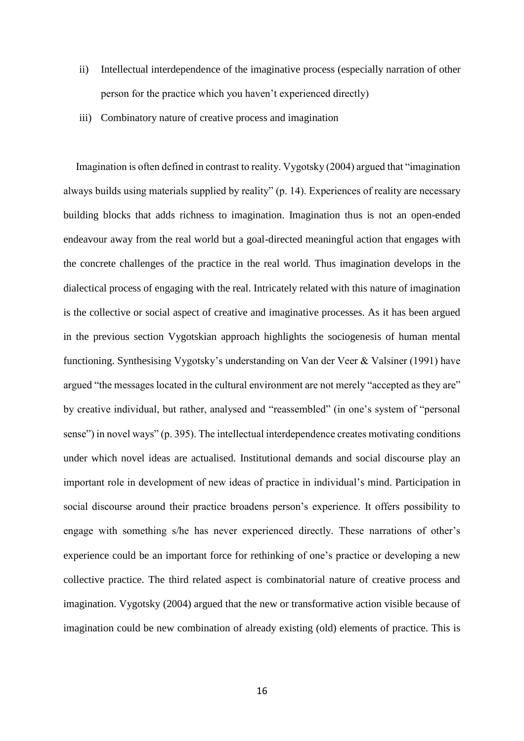ii) Intellectual interdependence of the imaginative process (especially narration of other person for the practice which you haven't experienced directly)

iii) Combinatory nature of creative process and imagination

Imagination is often defined in contrast to reality. Vygotsky (2004) argued that "imagination always builds using materials supplied by reality" (p. 14). Experiences of reality are necessary building blocks that adds richness to imagination. Imagination thus is not an open-ended endeavour away from the real world but a goal-directed meaningful action that engages with the concrete challenges of the practice in the real world. Thus imagination develops in the dialectical process of engaging with the real. Intricately related with this nature of imagination is the collective or social aspect of creative and imaginative processes. As it has been argued in the previous section Vygotskian approach highlights the sociogenesis of human mental functioning. Synthesising Vygotsky's understanding on Van der Veer & Valsiner (1991) have argued "the messages located in the cultural environment are not merely "accepted as they are" by creative individual, but rather, analysed and "reassembled" (in one's system of "personal sense") in novel ways" (p. 395). The intellectual interdependence creates motivating conditions under which novel ideas are actualised. Institutional demands and social discourse play an important role in development of new ideas of practice in individual's mind. Participation in social discourse around their practice broadens person's experience. It offers possibility to engage with something s/he has never experienced directly. These narrations of other's experience could be an important force for rethinking of one's practice or developing a new collective practice. The third related aspect is combinatorial nature of creative process and imagination. Vygotsky (2004) argued that the new or transformative action visible because of imagination could be new combination of already existing (old) elements of practice. This is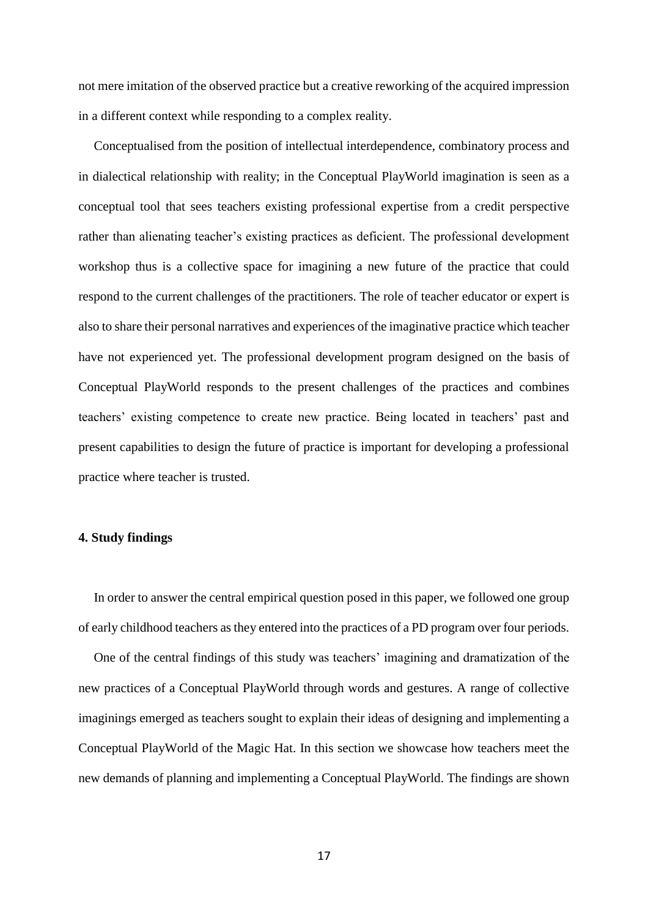not mere imitation of the observed practice but a creative reworking of the acquired impression in a different context while responding to a complex reality.

Conceptualised from the position of intellectual interdependence, combinatory process and in dialectical relationship with reality; in the Conceptual PlayWorld imagination is seen as a conceptual tool that sees teachers existing professional expertise from a credit perspective rather than alienating teacher's existing practices as deficient. The professional development workshop thus is a collective space for imagining a new future of the practice that could respond to the current challenges of the practitioners. The role of teacher educator or expert is also to share their personal narratives and experiences of the imaginative practice which teacher have not experienced yet. The professional development program designed on the basis of Conceptual PlayWorld responds to the present challenges of the practices and combines teachers' existing competence to create new practice. Being located in teachers' past and present capabilities to design the future of practice is important for developing a professional practice where teacher is trusted.

## 4. Study findings

In order to answer the central empirical question posed in this paper, we followed one group of early childhood teachers as they entered into the practices of a PD program over four periods.

One of the central findings of this study was teachers' imagining and dramatization of the new practices of a Conceptual PlayWorld through words and gestures. A range of collective imaginings emerged as teachers sought to explain their ideas of designing and implementing a Conceptual PlayWorld of the Magic Hat. In this section we showcase how teachers meet the new demands of planning and implementing a Conceptual PlayWorld. The findings are shown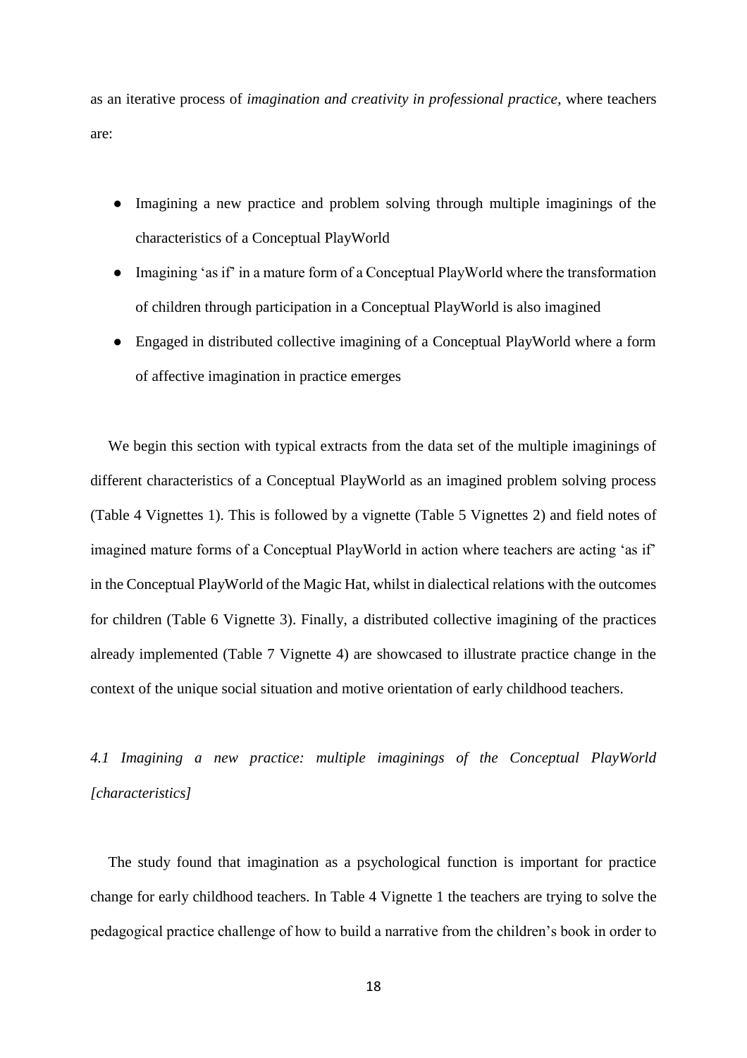as an iterative process of *imagination and creativity in professional practice*, where teachers are:

- Imagining a new practice and problem solving through multiple imaginings of the characteristics of a Conceptual PlayWorld
- Imagining 'as if' in a mature form of a Conceptual PlayWorld where the transformation of children through participation in a Conceptual PlayWorld is also imagined
- Engaged in distributed collective imagining of a Conceptual PlayWorld where a form of affective imagination in practice emerges

We begin this section with typical extracts from the data set of the multiple imaginings of different characteristics of a Conceptual PlayWorld as an imagined problem solving process (Table 4 Vignettes 1). This is followed by a vignette (Table 5 Vignettes 2) and field notes of imagined mature forms of a Conceptual PlayWorld in action where teachers are acting 'as if' in the Conceptual PlayWorld of the Magic Hat, whilst in dialectical relations with the outcomes for children (Table 6 Vignette 3). Finally, a distributed collective imagining of the practices already implemented (Table 7 Vignette 4) are showcased to illustrate practice change in the context of the unique social situation and motive orientation of early childhood teachers.

### *4.1 Imagining a new practice: multiple imaginings of the Conceptual PlayWorld [characteristics]*

The study found that imagination as a psychological function is important for practice change for early childhood teachers. In Table 4 Vignette 1 the teachers are trying to solve the pedagogical practice challenge of how to build a narrative from the children's book in order to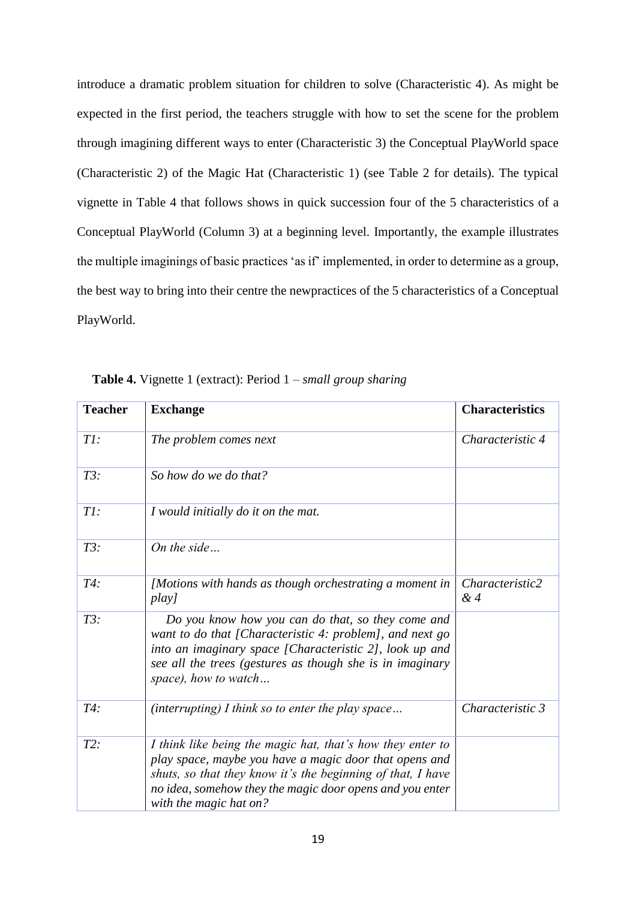introduce a dramatic problem situation for children to solve (Characteristic 4). As might be expected in the first period, the teachers struggle with how to set the scene for the problem through imagining different ways to enter (Characteristic 3) the Conceptual PlayWorld space (Characteristic 2) of the Magic Hat (Characteristic 1) (see Table 2 for details). The typical vignette in Table 4 that follows shows in quick succession four of the 5 characteristics of a Conceptual PlayWorld (Column 3) at a beginning level. Importantly, the example illustrates the multiple imaginings of basic practices 'as if' implemented, in order to determine as a group, the best way to bring into their centre the newpractices of the 5 characteristics of a Conceptual PlayWorld.

**Table 4.** Vignette 1 (extract): Period 1 – *small group sharing*

| **Teacher** | **Exchange** | **Characteristics** |
|---|---|---|
| *T1:* | *The problem comes next* | *Characteristic 4* |
| *T3:* | *So how do we do that?* | |
| *T1:* | *I would initially do it on the mat.* | |
| *T3:* | *On the side…* | |
| *T4:* | *[Motions with hands as though orchestrating a moment in play]* | *Characteristic2 & 4* |
| *T3:* | *Do you know how you can do that, so they come and want to do that [Characteristic 4: problem], and next go into an imaginary space [Characteristic 2], look up and see all the trees (gestures as though she is in imaginary space), how to watch…* | |
| *T4:* | *(interrupting) I think so to enter the play space…* | *Characteristic 3* |
| *T2:* | *I think like being the magic hat, that's how they enter to play space, maybe you have a magic door that opens and shuts, so that they know it's the beginning of that, I have no idea, somehow they the magic door opens and you enter with the magic hat on?* | |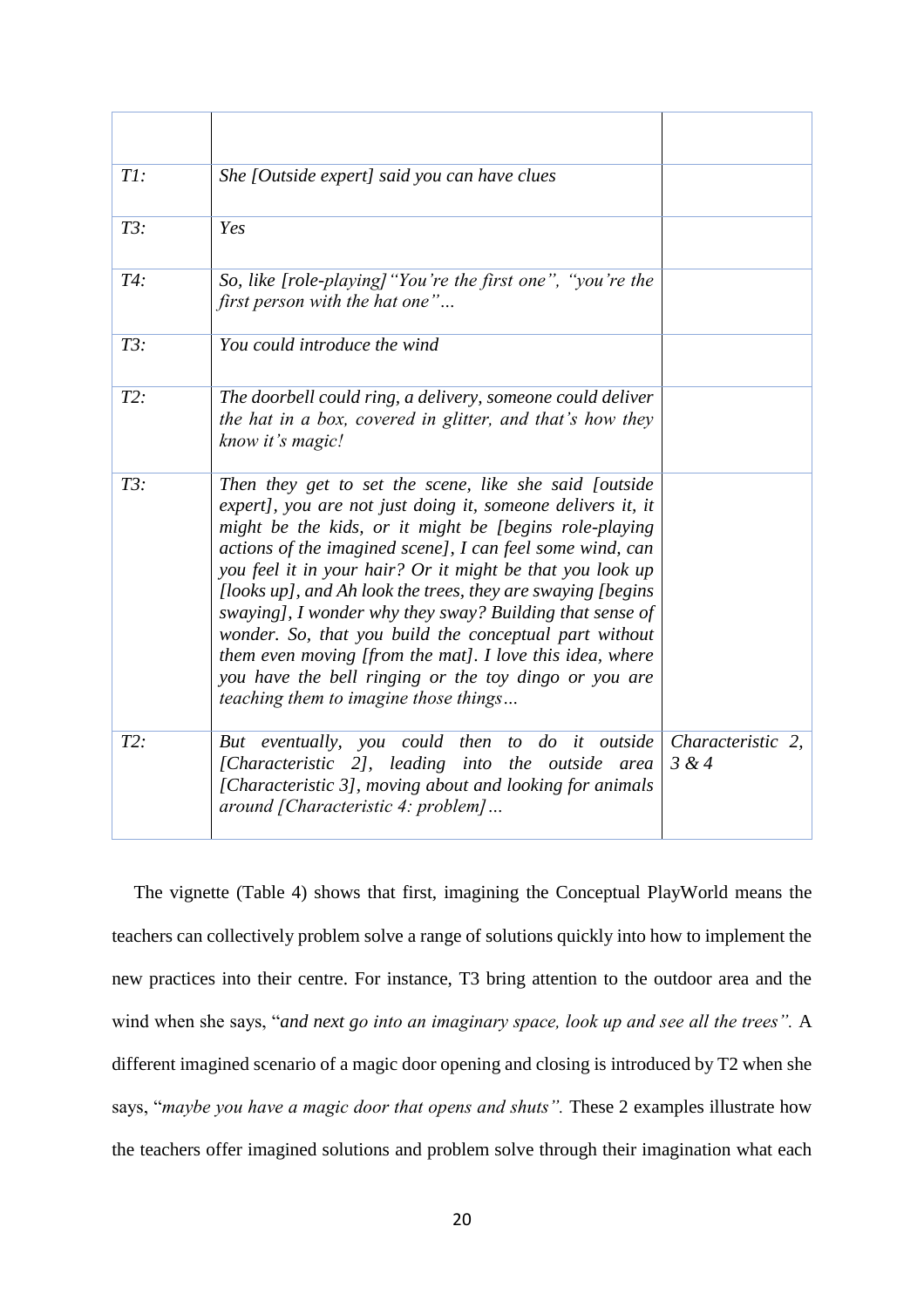| | | |
|---|---|---|
| *T1:* | *She [Outside expert] said you can have clues* | |
| *T3:* | *Yes* | |
| *T4:* | *So, like [role-playing] "You're the first one", "you're the first person with the hat one"…* | |
| *T3:* | *You could introduce the wind* | |
| *T2:* | *The doorbell could ring, a delivery, someone could deliver the hat in a box, covered in glitter, and that's how they know it's magic!* | |
| *T3:* | *Then they get to set the scene, like she said [outside expert], you are not just doing it, someone delivers it, it might be the kids, or it might be [begins role-playing actions of the imagined scene], I can feel some wind, can you feel it in your hair? Or it might be that you look up [looks up], and Ah look the trees, they are swaying [begins swaying], I wonder why they sway? Building that sense of wonder. So, that you build the conceptual part without them even moving [from the mat]. I love this idea, where you have the bell ringing or the toy dingo or you are teaching them to imagine those things…* | |
| *T2:* | *But eventually, you could then to do it outside [Characteristic 2], leading into the outside area [Characteristic 3], moving about and looking for animals around [Characteristic 4: problem]…* | *Characteristic 2, 3 & 4* |

The vignette (Table 4) shows that first, imagining the Conceptual PlayWorld means the teachers can collectively problem solve a range of solutions quickly into how to implement the new practices into their centre. For instance, T3 bring attention to the outdoor area and the wind when she says, "*and next go into an imaginary space, look up and see all the trees".* A different imagined scenario of a magic door opening and closing is introduced by T2 when she says, "*maybe you have a magic door that opens and shuts".* These 2 examples illustrate how the teachers offer imagined solutions and problem solve through their imagination what each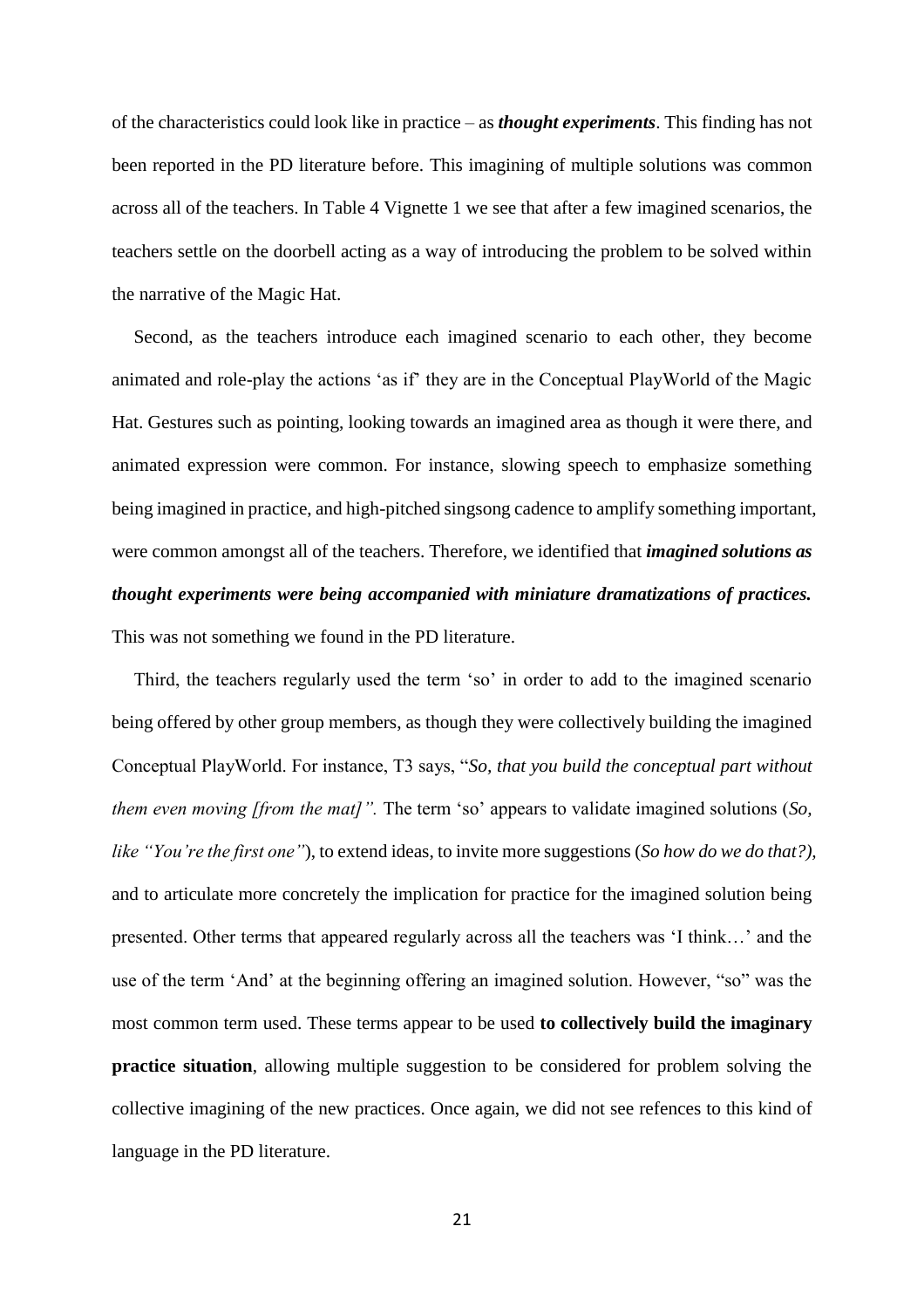of the characteristics could look like in practice – as ***thought experiments***. This finding has not been reported in the PD literature before. This imagining of multiple solutions was common across all of the teachers. In Table 4 Vignette 1 we see that after a few imagined scenarios, the teachers settle on the doorbell acting as a way of introducing the problem to be solved within the narrative of the Magic Hat.

Second, as the teachers introduce each imagined scenario to each other, they become animated and role-play the actions 'as if' they are in the Conceptual PlayWorld of the Magic Hat. Gestures such as pointing, looking towards an imagined area as though it were there, and animated expression were common. For instance, slowing speech to emphasize something being imagined in practice, and high-pitched singsong cadence to amplify something important, were common amongst all of the teachers. Therefore, we identified that ***imagined solutions as thought experiments were being accompanied with miniature dramatizations of practices.*** This was not something we found in the PD literature.

Third, the teachers regularly used the term 'so' in order to add to the imagined scenario being offered by other group members, as though they were collectively building the imagined Conceptual PlayWorld. For instance, T3 says, "*So, that you build the conceptual part without them even moving [from the mat]".* The term 'so' appears to validate imagined solutions (*So, like "You're the first one"*), to extend ideas, to invite more suggestions (*So how do we do that?),* and to articulate more concretely the implication for practice for the imagined solution being presented. Other terms that appeared regularly across all the teachers was 'I think…' and the use of the term 'And' at the beginning offering an imagined solution. However, "so" was the most common term used. These terms appear to be used **to collectively build the imaginary practice situation**, allowing multiple suggestion to be considered for problem solving the collective imagining of the new practices. Once again, we did not see refences to this kind of language in the PD literature.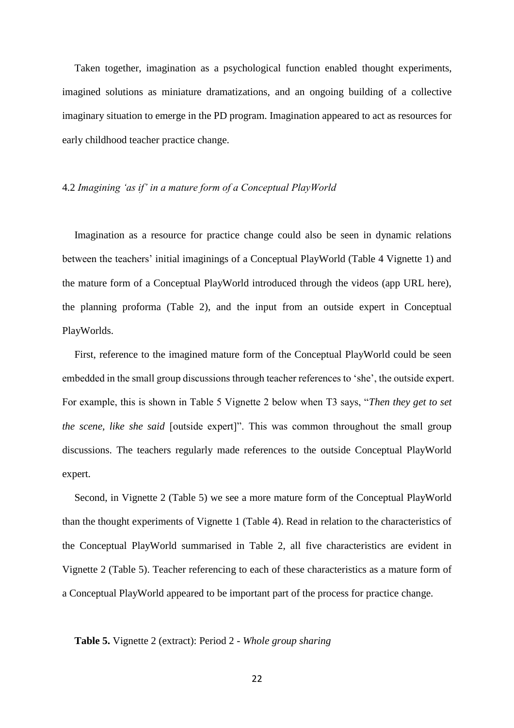Taken together, imagination as a psychological function enabled thought experiments, imagined solutions as miniature dramatizations, and an ongoing building of a collective imaginary situation to emerge in the PD program. Imagination appeared to act as resources for early childhood teacher practice change.

### 4.2 *Imagining 'as if' in a mature form of a Conceptual PlayWorld*

Imagination as a resource for practice change could also be seen in dynamic relations between the teachers' initial imaginings of a Conceptual PlayWorld (Table 4 Vignette 1) and the mature form of a Conceptual PlayWorld introduced through the videos (app URL here), the planning proforma (Table 2), and the input from an outside expert in Conceptual PlayWorlds.

First, reference to the imagined mature form of the Conceptual PlayWorld could be seen embedded in the small group discussions through teacher references to 'she', the outside expert. For example, this is shown in Table 5 Vignette 2 below when T3 says, "*Then they get to set the scene, like she said* [outside expert]". This was common throughout the small group discussions. The teachers regularly made references to the outside Conceptual PlayWorld expert.

Second, in Vignette 2 (Table 5) we see a more mature form of the Conceptual PlayWorld than the thought experiments of Vignette 1 (Table 4). Read in relation to the characteristics of the Conceptual PlayWorld summarised in Table 2, all five characteristics are evident in Vignette 2 (Table 5). Teacher referencing to each of these characteristics as a mature form of a Conceptual PlayWorld appeared to be important part of the process for practice change.

**Table 5.** Vignette 2 (extract): Period 2 - *Whole group sharing*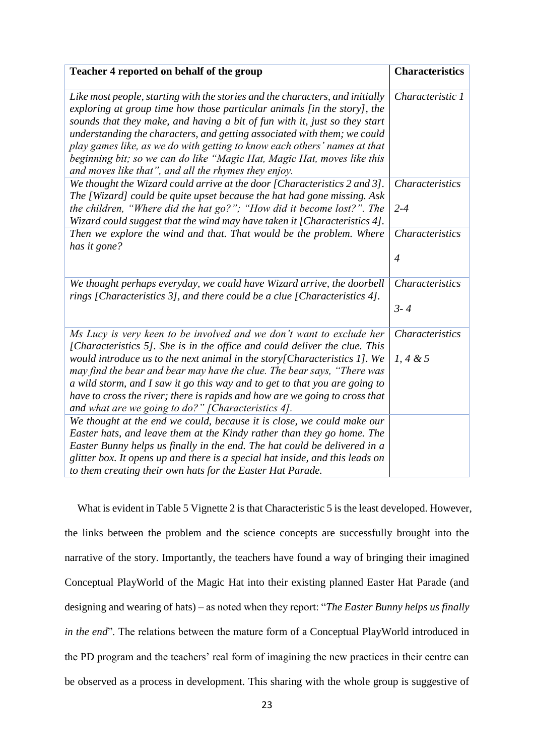| Teacher 4 reported on behalf of the group | Characteristics |
|---|---|
| *Like most people, starting with the stories and the characters, and initially exploring at group time how those particular animals [in the story], the sounds that they make, and having a bit of fun with it, just so they start understanding the characters, and getting associated with them; we could play games like, as we do with getting to know each others' names at that beginning bit; so we can do like "Magic Hat, Magic Hat, moves like this and moves like that", and all the rhymes they enjoy.* | *Characteristic 1* |
| *We thought the Wizard could arrive at the door [Characteristics 2 and 3]. The [Wizard] could be quite upset because the hat had gone missing. Ask the children, "Where did the hat go?"; "How did it become lost?". The Wizard could suggest that the wind may have taken it [Characteristics 4].* | *Characteristics 2-4* |
| *Then we explore the wind and that. That would be the problem. Where has it gone?* | *Characteristics 4* |
| *We thought perhaps everyday, we could have Wizard arrive, the doorbell rings [Characteristics 3], and there could be a clue [Characteristics 4].* | *Characteristics 3- 4* |
| *Ms Lucy is very keen to be involved and we don't want to exclude her [Characteristics 5]. She is in the office and could deliver the clue. This would introduce us to the next animal in the story[Characteristics 1]. We may find the bear and bear may have the clue. The bear says, "There was a wild storm, and I saw it go this way and to get to that you are going to have to cross the river; there is rapids and how are we going to cross that and what are we going to do?" [Characteristics 4].* | *Characteristics 1, 4 & 5* |
| *We thought at the end we could, because it is close, we could make our Easter hats, and leave them at the Kindy rather than they go home. The Easter Bunny helps us finally in the end. The hat could be delivered in a glitter box. It opens up and there is a special hat inside, and this leads on to them creating their own hats for the Easter Hat Parade.* | |

What is evident in Table 5 Vignette 2 is that Characteristic 5 is the least developed. However, the links between the problem and the science concepts are successfully brought into the narrative of the story. Importantly, the teachers have found a way of bringing their imagined Conceptual PlayWorld of the Magic Hat into their existing planned Easter Hat Parade (and designing and wearing of hats) – as noted when they report: "*The Easter Bunny helps us finally in the end*". The relations between the mature form of a Conceptual PlayWorld introduced in the PD program and the teachers' real form of imagining the new practices in their centre can be observed as a process in development. This sharing with the whole group is suggestive of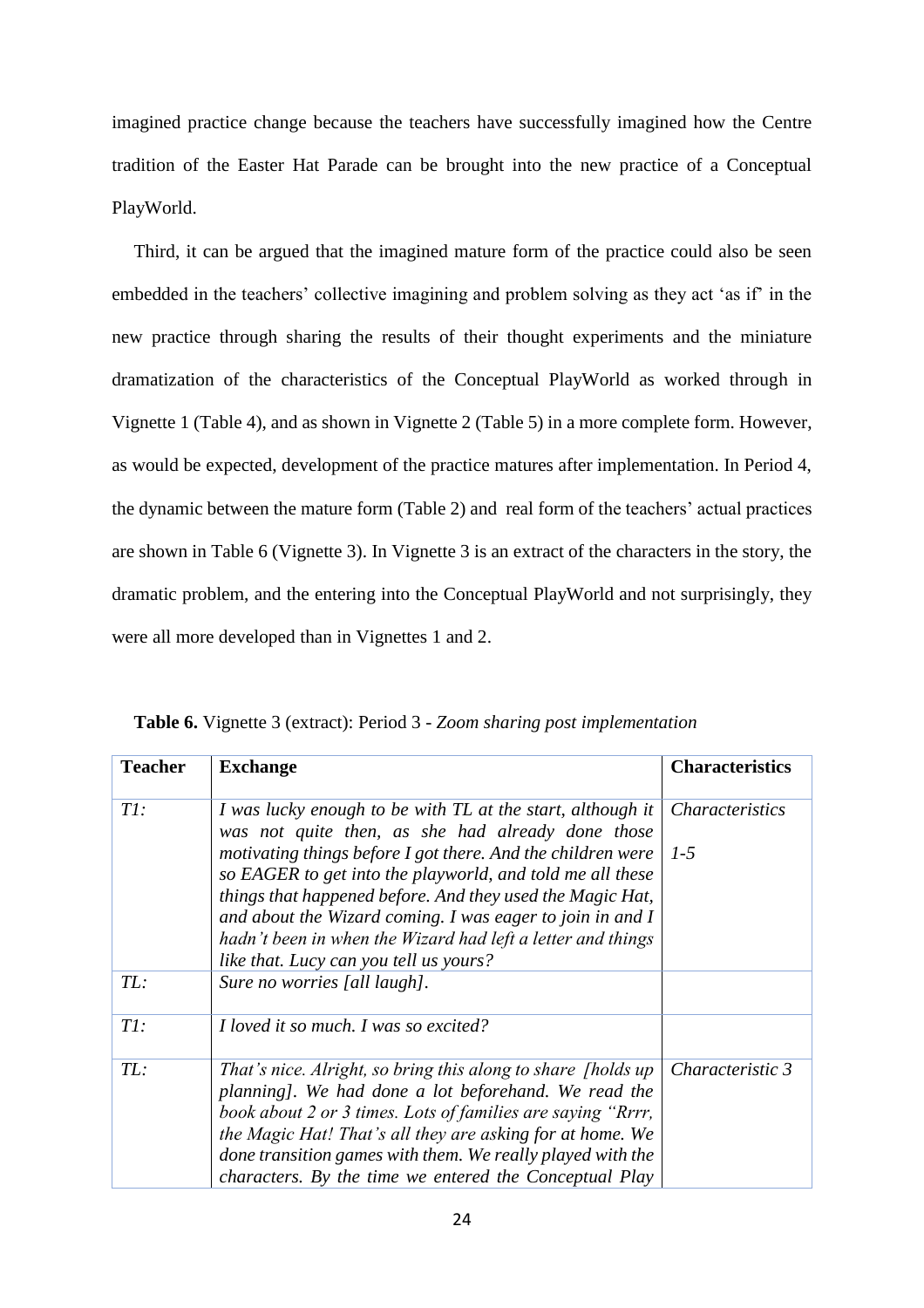imagined practice change because the teachers have successfully imagined how the Centre tradition of the Easter Hat Parade can be brought into the new practice of a Conceptual PlayWorld.

Third, it can be argued that the imagined mature form of the practice could also be seen embedded in the teachers' collective imagining and problem solving as they act 'as if' in the new practice through sharing the results of their thought experiments and the miniature dramatization of the characteristics of the Conceptual PlayWorld as worked through in Vignette 1 (Table 4), and as shown in Vignette 2 (Table 5) in a more complete form. However, as would be expected, development of the practice matures after implementation. In Period 4, the dynamic between the mature form (Table 2) and real form of the teachers' actual practices are shown in Table 6 (Vignette 3). In Vignette 3 is an extract of the characters in the story, the dramatic problem, and the entering into the Conceptual PlayWorld and not surprisingly, they were all more developed than in Vignettes 1 and 2.

**Table 6.** Vignette 3 (extract): Period 3 - *Zoom sharing post implementation*

| Teacher | Exchange | Characteristics |
|---|---|---|
| *T1:* | *I was lucky enough to be with TL at the start, although it was not quite then, as she had already done those motivating things before I got there. And the children were so EAGER to get into the playworld, and told me all these things that happened before. And they used the Magic Hat, and about the Wizard coming. I was eager to join in and I hadn't been in when the Wizard had left a letter and things like that. Lucy can you tell us yours?* | *Characteristics 1-5* |
| *TL:* | *Sure no worries [all laugh].* | |
| *T1:* | *I loved it so much. I was so excited?* | |
| *TL:* | *That's nice. Alright, so bring this along to share [holds up planning]. We had done a lot beforehand. We read the book about 2 or 3 times. Lots of families are saying "Rrrr, the Magic Hat! That's all they are asking for at home. We done transition games with them. We really played with the characters. By the time we entered the Conceptual Play* | *Characteristic 3* |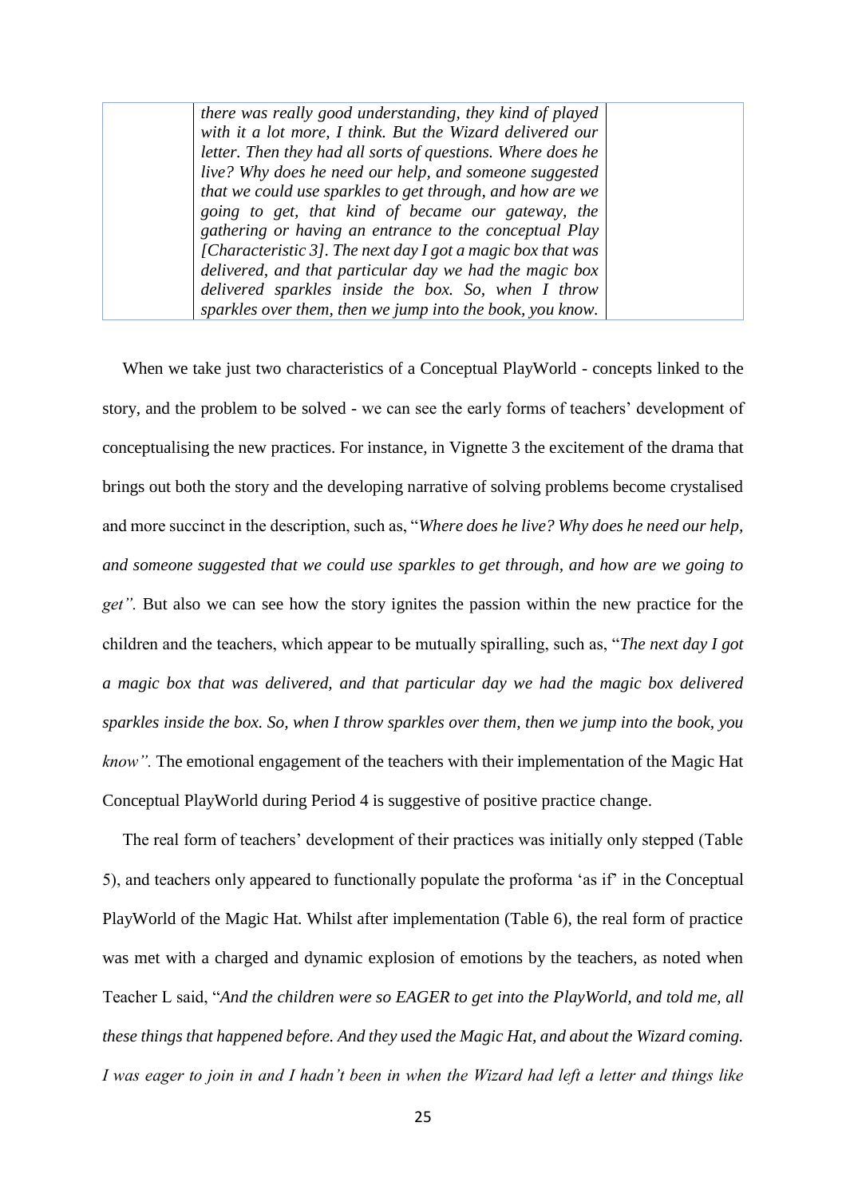|  | *there was really good understanding, they kind of played with it a lot more, I think. But the Wizard delivered our letter. Then they had all sorts of questions. Where does he live? Why does he need our help, and someone suggested that we could use sparkles to get through, and how are we going to get, that kind of became our gateway, the gathering or having an entrance to the conceptual Play [Characteristic 3]. The next day I got a magic box that was delivered, and that particular day we had the magic box delivered sparkles inside the box. So, when I throw sparkles over them, then we jump into the book, you know.* |  |
|---|---|---|

When we take just two characteristics of a Conceptual PlayWorld - concepts linked to the story, and the problem to be solved - we can see the early forms of teachers' development of conceptualising the new practices. For instance, in Vignette 3 the excitement of the drama that brings out both the story and the developing narrative of solving problems become crystalised and more succinct in the description, such as, "*Where does he live? Why does he need our help, and someone suggested that we could use sparkles to get through, and how are we going to get".* But also we can see how the story ignites the passion within the new practice for the children and the teachers, which appear to be mutually spiralling, such as, "*The next day I got a magic box that was delivered, and that particular day we had the magic box delivered sparkles inside the box. So, when I throw sparkles over them, then we jump into the book, you know".* The emotional engagement of the teachers with their implementation of the Magic Hat Conceptual PlayWorld during Period 4 is suggestive of positive practice change.

The real form of teachers' development of their practices was initially only stepped (Table 5), and teachers only appeared to functionally populate the proforma 'as if' in the Conceptual PlayWorld of the Magic Hat. Whilst after implementation (Table 6), the real form of practice was met with a charged and dynamic explosion of emotions by the teachers, as noted when Teacher L said, "*And the children were so EAGER to get into the PlayWorld, and told me, all these things that happened before. And they used the Magic Hat, and about the Wizard coming. I was eager to join in and I hadn't been in when the Wizard had left a letter and things like*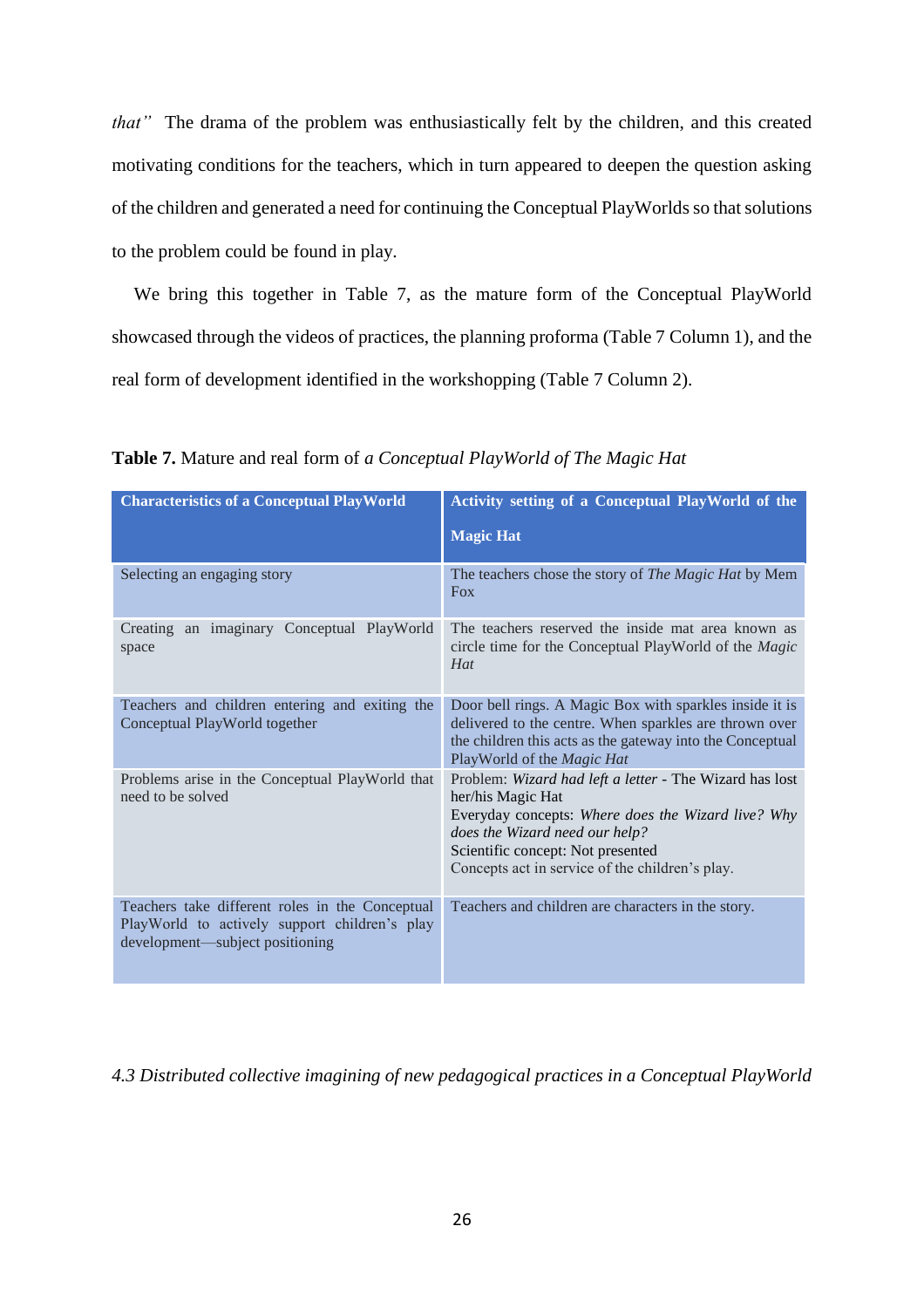*that"* The drama of the problem was enthusiastically felt by the children, and this created motivating conditions for the teachers, which in turn appeared to deepen the question asking of the children and generated a need for continuing the Conceptual PlayWorlds so that solutions to the problem could be found in play.

We bring this together in Table 7, as the mature form of the Conceptual PlayWorld showcased through the videos of practices, the planning proforma (Table 7 Column 1), and the real form of development identified in the workshopping (Table 7 Column 2).

**Table 7.** Mature and real form of *a Conceptual PlayWorld of The Magic Hat*

| Characteristics of a Conceptual PlayWorld | Activity setting of a Conceptual PlayWorld of the Magic Hat |
|---|---|
| Selecting an engaging story | The teachers chose the story of *The Magic Hat* by Mem Fox |
| Creating an imaginary Conceptual PlayWorld space | The teachers reserved the inside mat area known as circle time for the Conceptual PlayWorld of the *Magic Hat* |
| Teachers and children entering and exiting the Conceptual PlayWorld together | Door bell rings. A Magic Box with sparkles inside it is delivered to the centre. When sparkles are thrown over the children this acts as the gateway into the Conceptual PlayWorld of the *Magic Hat* |
| Problems arise in the Conceptual PlayWorld that need to be solved | Problem: *Wizard had left a letter* - The Wizard has lost her/his Magic Hat<br>Everyday concepts: *Where does the Wizard live? Why does the Wizard need our help?*<br>Scientific concept: Not presented<br>Concepts act in service of the children's play. |
| Teachers take different roles in the Conceptual PlayWorld to actively support children's play development—subject positioning | Teachers and children are characters in the story. |

*4.3 Distributed collective imagining of new pedagogical practices in a Conceptual PlayWorld*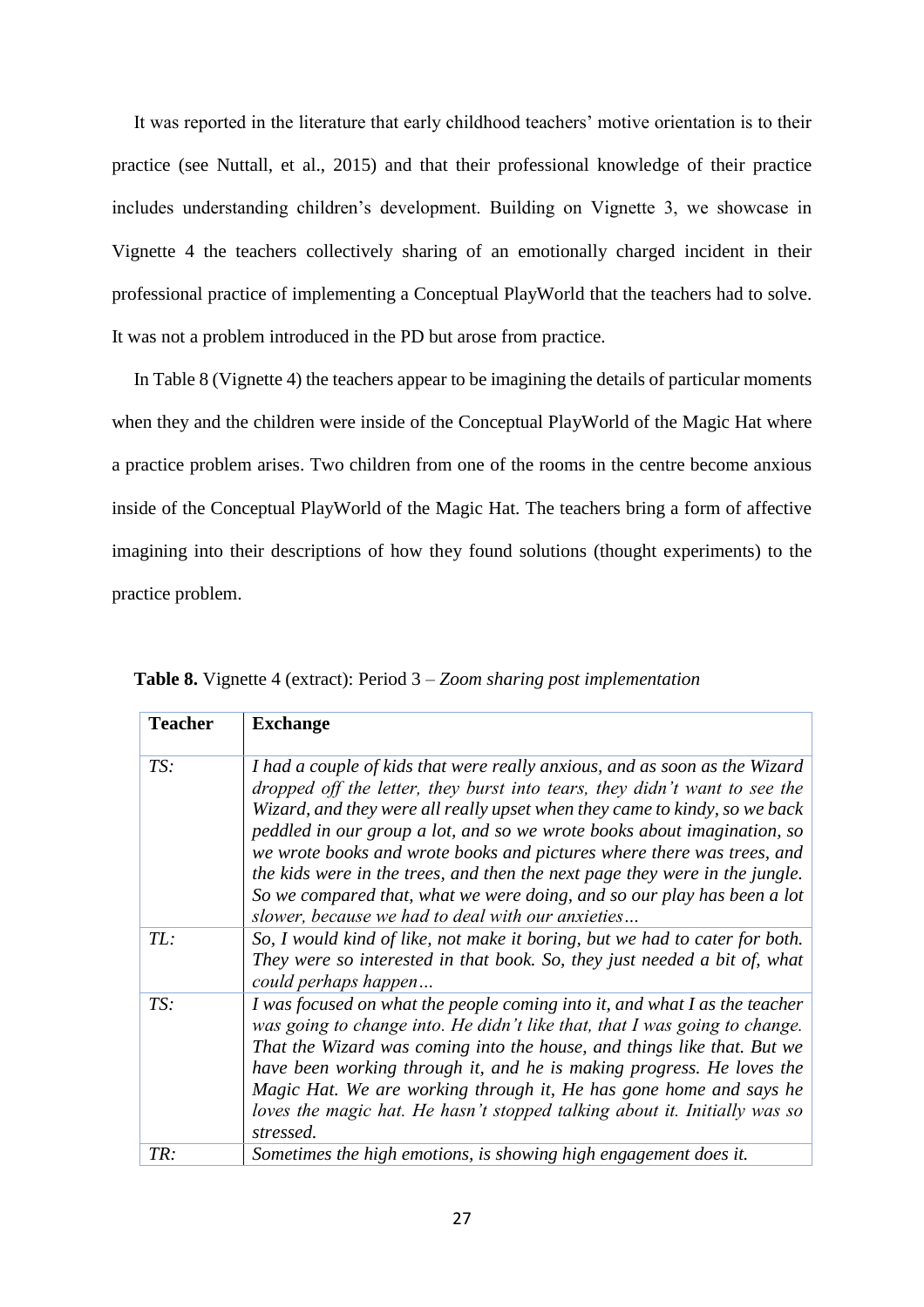It was reported in the literature that early childhood teachers' motive orientation is to their practice (see Nuttall, et al., 2015) and that their professional knowledge of their practice includes understanding children's development. Building on Vignette 3, we showcase in Vignette 4 the teachers collectively sharing of an emotionally charged incident in their professional practice of implementing a Conceptual PlayWorld that the teachers had to solve. It was not a problem introduced in the PD but arose from practice.

In Table 8 (Vignette 4) the teachers appear to be imagining the details of particular moments when they and the children were inside of the Conceptual PlayWorld of the Magic Hat where a practice problem arises. Two children from one of the rooms in the centre become anxious inside of the Conceptual PlayWorld of the Magic Hat. The teachers bring a form of affective imagining into their descriptions of how they found solutions (thought experiments) to the practice problem.

**Table 8.** Vignette 4 (extract): Period 3 – *Zoom sharing post implementation*

| **Teacher** | **Exchange** |
|---|---|
| *TS:* | *I had a couple of kids that were really anxious, and as soon as the Wizard dropped off the letter, they burst into tears, they didn't want to see the Wizard, and they were all really upset when they came to kindy, so we back peddled in our group a lot, and so we wrote books about imagination, so we wrote books and wrote books and pictures where there was trees, and the kids were in the trees, and then the next page they were in the jungle. So we compared that, what we were doing, and so our play has been a lot slower, because we had to deal with our anxieties…* |
| *TL:* | *So, I would kind of like, not make it boring, but we had to cater for both. They were so interested in that book. So, they just needed a bit of, what could perhaps happen…* |
| *TS:* | *I was focused on what the people coming into it, and what I as the teacher was going to change into. He didn't like that, that I was going to change. That the Wizard was coming into the house, and things like that. But we have been working through it, and he is making progress. He loves the Magic Hat. We are working through it, He has gone home and says he loves the magic hat. He hasn't stopped talking about it. Initially was so stressed.* |
| *TR:* | *Sometimes the high emotions, is showing high engagement does it.* |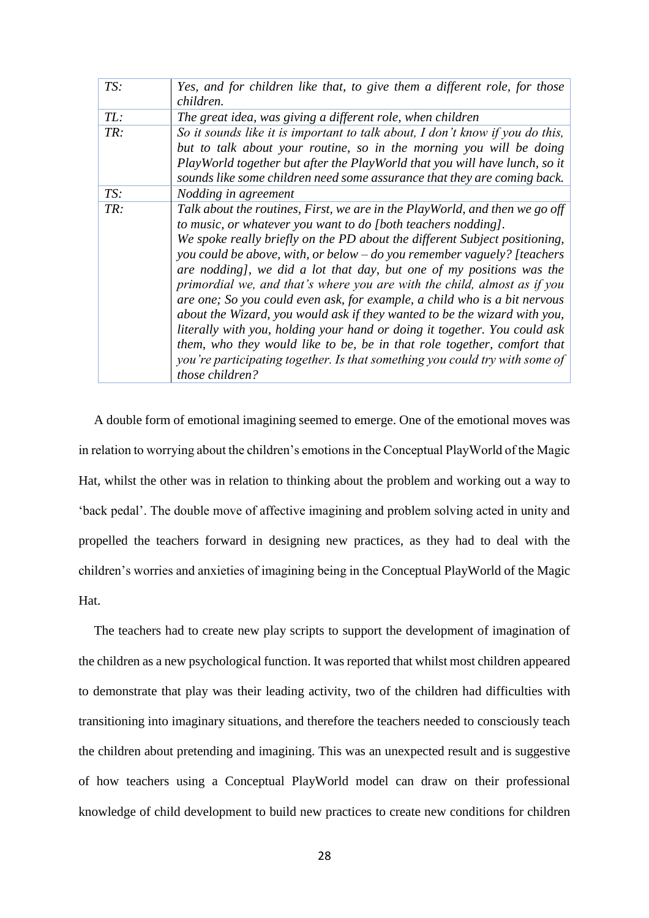| | |
|---|---|
| *TS:* | *Yes, and for children like that, to give them a different role, for those children.* |
| *TL:* | *The great idea, was giving a different role, when children* |
| *TR:* | *So it sounds like it is important to talk about, I don't know if you do this, but to talk about your routine, so in the morning you will be doing PlayWorld together but after the PlayWorld that you will have lunch, so it sounds like some children need some assurance that they are coming back.* |
| *TS:* | *Nodding in agreement* |
| *TR:* | *Talk about the routines, First, we are in the PlayWorld, and then we go off to music, or whatever you want to do [both teachers nodding].* <br> *We spoke really briefly on the PD about the different Subject positioning, you could be above, with, or below – do you remember vaguely? [teachers are nodding], we did a lot that day, but one of my positions was the primordial we, and that's where you are with the child, almost as if you are one; So you could even ask, for example, a child who is a bit nervous about the Wizard, you would ask if they wanted to be the wizard with you, literally with you, holding your hand or doing it together. You could ask them, who they would like to be, be in that role together, comfort that you're participating together. Is that something you could try with some of those children?* |

A double form of emotional imagining seemed to emerge. One of the emotional moves was in relation to worrying about the children's emotions in the Conceptual PlayWorld of the Magic Hat, whilst the other was in relation to thinking about the problem and working out a way to 'back pedal'. The double move of affective imagining and problem solving acted in unity and propelled the teachers forward in designing new practices, as they had to deal with the children's worries and anxieties of imagining being in the Conceptual PlayWorld of the Magic Hat.

The teachers had to create new play scripts to support the development of imagination of the children as a new psychological function. It was reported that whilst most children appeared to demonstrate that play was their leading activity, two of the children had difficulties with transitioning into imaginary situations, and therefore the teachers needed to consciously teach the children about pretending and imagining. This was an unexpected result and is suggestive of how teachers using a Conceptual PlayWorld model can draw on their professional knowledge of child development to build new practices to create new conditions for children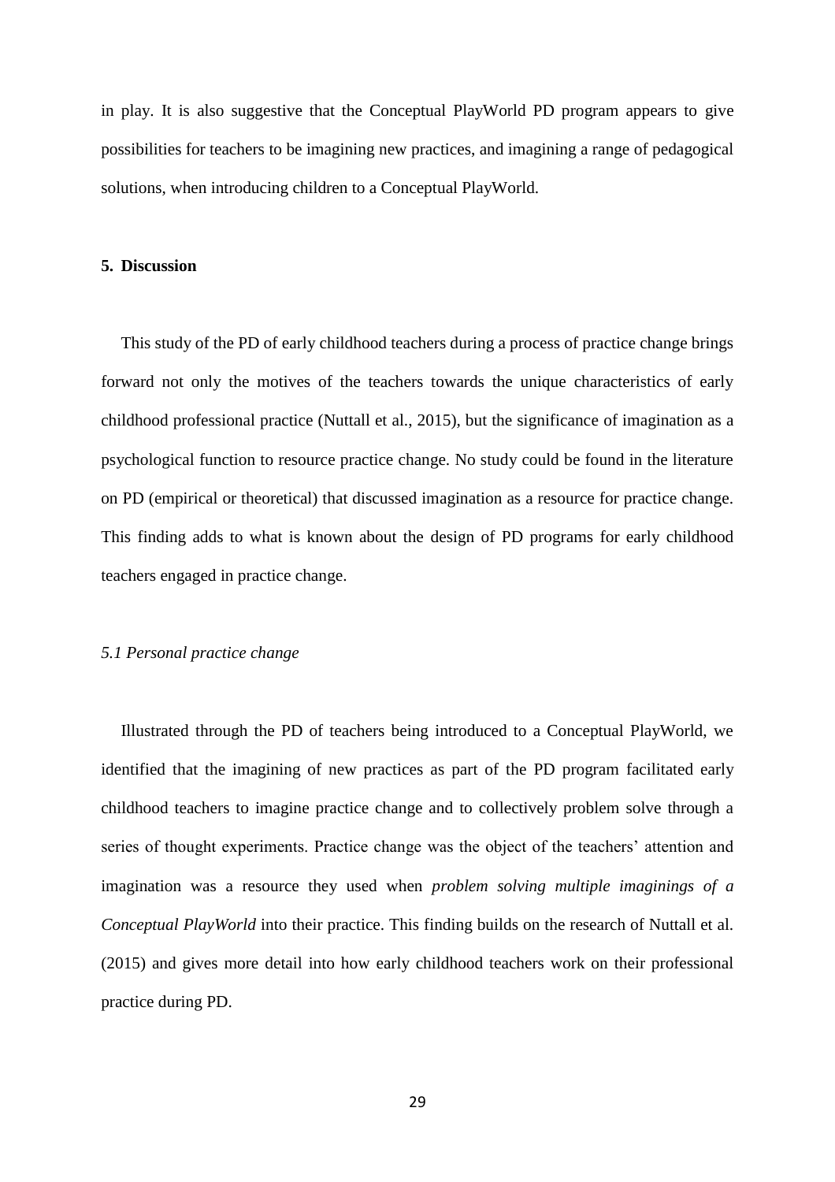in play. It is also suggestive that the Conceptual PlayWorld PD program appears to give possibilities for teachers to be imagining new practices, and imagining a range of pedagogical solutions, when introducing children to a Conceptual PlayWorld.

## 5. Discussion

This study of the PD of early childhood teachers during a process of practice change brings forward not only the motives of the teachers towards the unique characteristics of early childhood professional practice (Nuttall et al., 2015), but the significance of imagination as a psychological function to resource practice change. No study could be found in the literature on PD (empirical or theoretical) that discussed imagination as a resource for practice change. This finding adds to what is known about the design of PD programs for early childhood teachers engaged in practice change.

### *5.1 Personal practice change*

Illustrated through the PD of teachers being introduced to a Conceptual PlayWorld, we identified that the imagining of new practices as part of the PD program facilitated early childhood teachers to imagine practice change and to collectively problem solve through a series of thought experiments. Practice change was the object of the teachers' attention and imagination was a resource they used when *problem solving multiple imaginings of a Conceptual PlayWorld* into their practice. This finding builds on the research of Nuttall et al. (2015) and gives more detail into how early childhood teachers work on their professional practice during PD.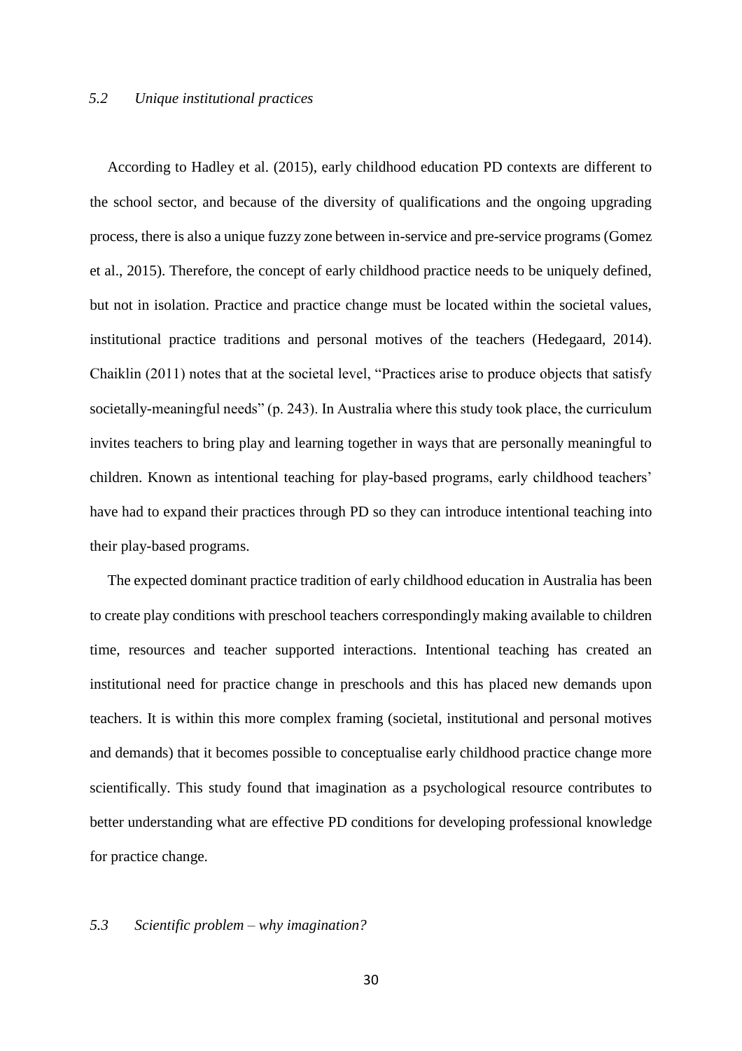### *5.2 Unique institutional practices*

According to Hadley et al. (2015), early childhood education PD contexts are different to the school sector, and because of the diversity of qualifications and the ongoing upgrading process, there is also a unique fuzzy zone between in-service and pre-service programs (Gomez et al., 2015). Therefore, the concept of early childhood practice needs to be uniquely defined, but not in isolation. Practice and practice change must be located within the societal values, institutional practice traditions and personal motives of the teachers (Hedegaard, 2014). Chaiklin (2011) notes that at the societal level, "Practices arise to produce objects that satisfy societally-meaningful needs" (p. 243). In Australia where this study took place, the curriculum invites teachers to bring play and learning together in ways that are personally meaningful to children. Known as intentional teaching for play-based programs, early childhood teachers' have had to expand their practices through PD so they can introduce intentional teaching into their play-based programs.

The expected dominant practice tradition of early childhood education in Australia has been to create play conditions with preschool teachers correspondingly making available to children time, resources and teacher supported interactions. Intentional teaching has created an institutional need for practice change in preschools and this has placed new demands upon teachers. It is within this more complex framing (societal, institutional and personal motives and demands) that it becomes possible to conceptualise early childhood practice change more scientifically. This study found that imagination as a psychological resource contributes to better understanding what are effective PD conditions for developing professional knowledge for practice change.

### *5.3 Scientific problem – why imagination?*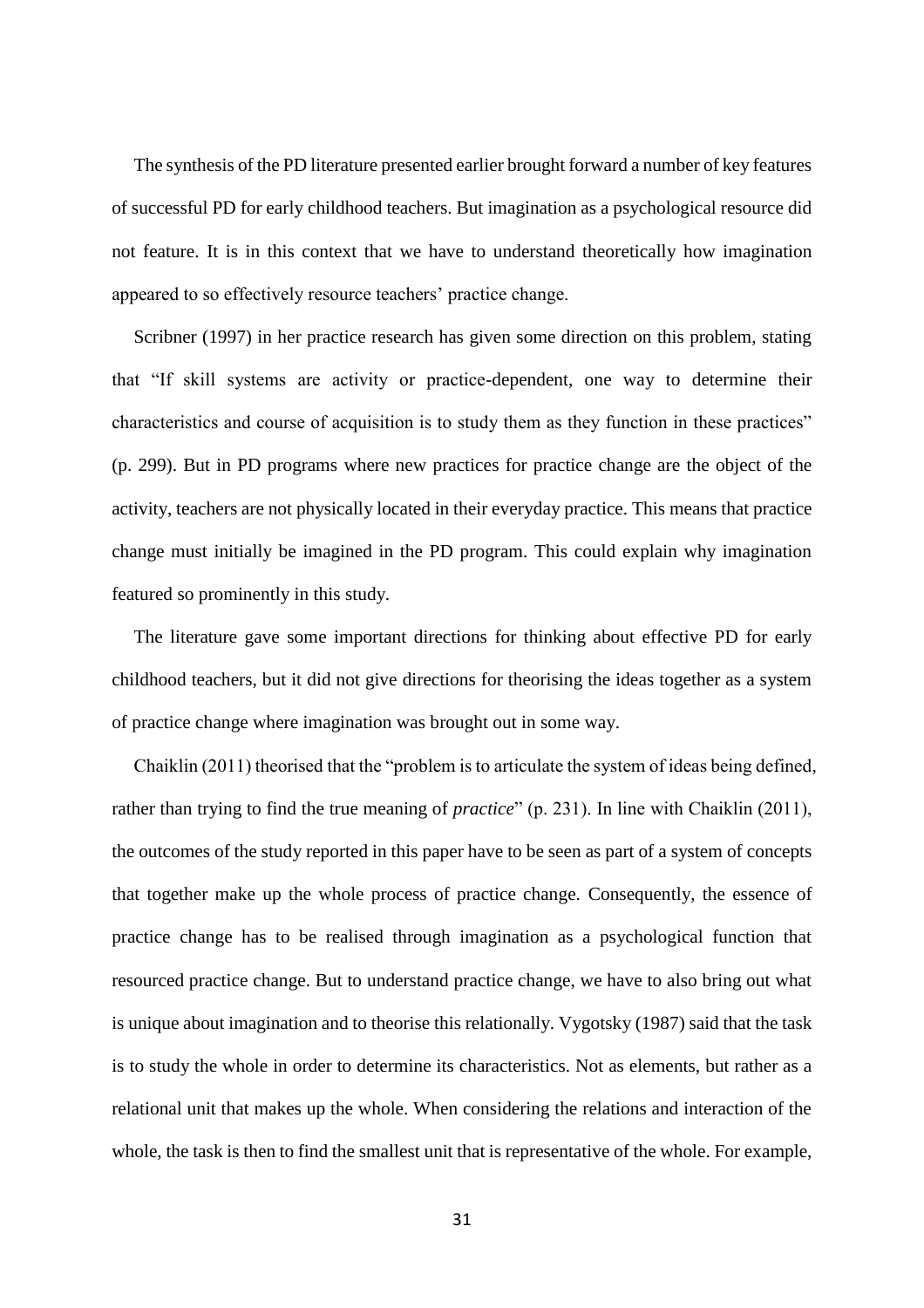The synthesis of the PD literature presented earlier brought forward a number of key features of successful PD for early childhood teachers. But imagination as a psychological resource did not feature. It is in this context that we have to understand theoretically how imagination appeared to so effectively resource teachers' practice change.

Scribner (1997) in her practice research has given some direction on this problem, stating that "If skill systems are activity or practice-dependent, one way to determine their characteristics and course of acquisition is to study them as they function in these practices" (p. 299). But in PD programs where new practices for practice change are the object of the activity, teachers are not physically located in their everyday practice. This means that practice change must initially be imagined in the PD program. This could explain why imagination featured so prominently in this study.

The literature gave some important directions for thinking about effective PD for early childhood teachers, but it did not give directions for theorising the ideas together as a system of practice change where imagination was brought out in some way.

Chaiklin (2011) theorised that the "problem is to articulate the system of ideas being defined, rather than trying to find the true meaning of *practice*" (p. 231). In line with Chaiklin (2011), the outcomes of the study reported in this paper have to be seen as part of a system of concepts that together make up the whole process of practice change. Consequently, the essence of practice change has to be realised through imagination as a psychological function that resourced practice change. But to understand practice change, we have to also bring out what is unique about imagination and to theorise this relationally. Vygotsky (1987) said that the task is to study the whole in order to determine its characteristics. Not as elements, but rather as a relational unit that makes up the whole. When considering the relations and interaction of the whole, the task is then to find the smallest unit that is representative of the whole. For example,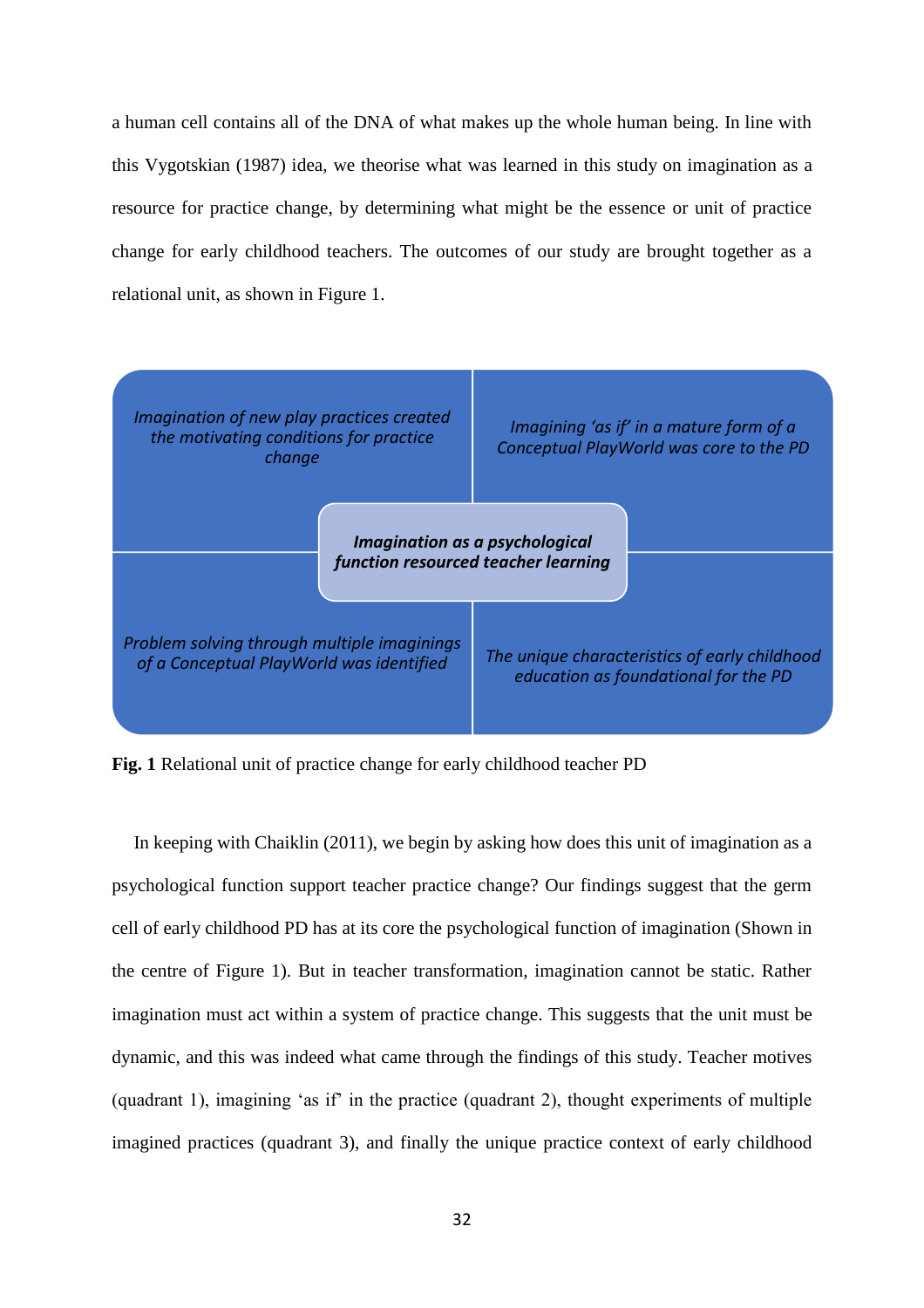a human cell contains all of the DNA of what makes up the whole human being. In line with this Vygotskian (1987) idea, we theorise what was learned in this study on imagination as a resource for practice change, by determining what might be the essence or unit of practice change for early childhood teachers. The outcomes of our study are brought together as a relational unit, as shown in Figure 1.

| | |
|---|---|
| *Imagination of new play practices created the motivating conditions for practice change* | *Imagining 'as if' in a mature form of a Conceptual PlayWorld was core to the PD* |
| *Problem solving through multiple imaginings of a Conceptual PlayWorld was identified* | *The unique characteristics of early childhood education as foundational for the PD* |

Centre: ***Imagination as a psychological function resourced teacher learning***

**Fig. 1** Relational unit of practice change for early childhood teacher PD

In keeping with Chaiklin (2011), we begin by asking how does this unit of imagination as a psychological function support teacher practice change? Our findings suggest that the germ cell of early childhood PD has at its core the psychological function of imagination (Shown in the centre of Figure 1). But in teacher transformation, imagination cannot be static. Rather imagination must act within a system of practice change. This suggests that the unit must be dynamic, and this was indeed what came through the findings of this study. Teacher motives (quadrant 1), imagining 'as if' in the practice (quadrant 2), thought experiments of multiple imagined practices (quadrant 3), and finally the unique practice context of early childhood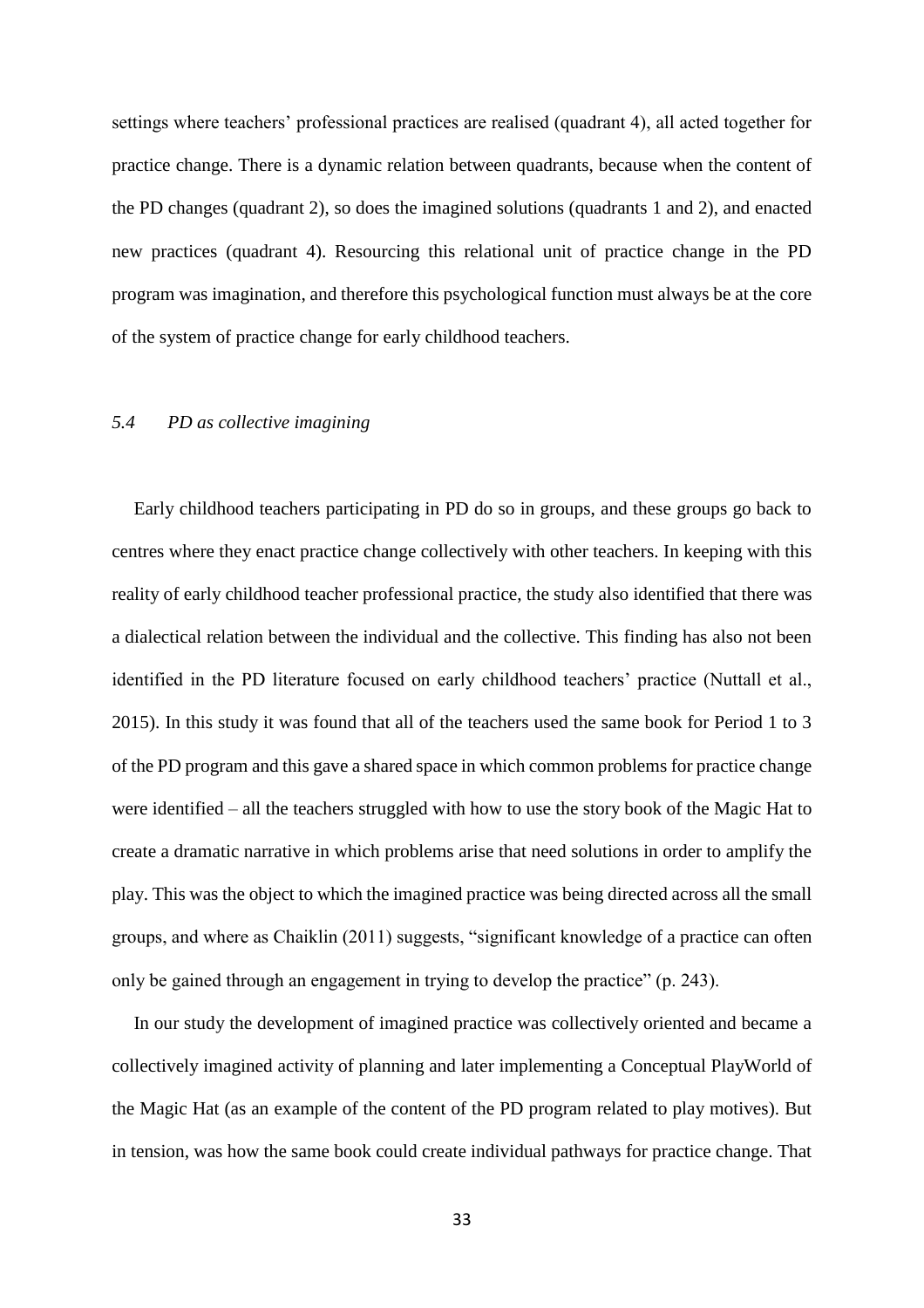settings where teachers' professional practices are realised (quadrant 4), all acted together for practice change. There is a dynamic relation between quadrants, because when the content of the PD changes (quadrant 2), so does the imagined solutions (quadrants 1 and 2), and enacted new practices (quadrant 4). Resourcing this relational unit of practice change in the PD program was imagination, and therefore this psychological function must always be at the core of the system of practice change for early childhood teachers.

### *5.4 PD as collective imagining*

Early childhood teachers participating in PD do so in groups, and these groups go back to centres where they enact practice change collectively with other teachers. In keeping with this reality of early childhood teacher professional practice, the study also identified that there was a dialectical relation between the individual and the collective. This finding has also not been identified in the PD literature focused on early childhood teachers' practice (Nuttall et al., 2015). In this study it was found that all of the teachers used the same book for Period 1 to 3 of the PD program and this gave a shared space in which common problems for practice change were identified – all the teachers struggled with how to use the story book of the Magic Hat to create a dramatic narrative in which problems arise that need solutions in order to amplify the play. This was the object to which the imagined practice was being directed across all the small groups, and where as Chaiklin (2011) suggests, "significant knowledge of a practice can often only be gained through an engagement in trying to develop the practice" (p. 243).

In our study the development of imagined practice was collectively oriented and became a collectively imagined activity of planning and later implementing a Conceptual PlayWorld of the Magic Hat (as an example of the content of the PD program related to play motives). But in tension, was how the same book could create individual pathways for practice change. That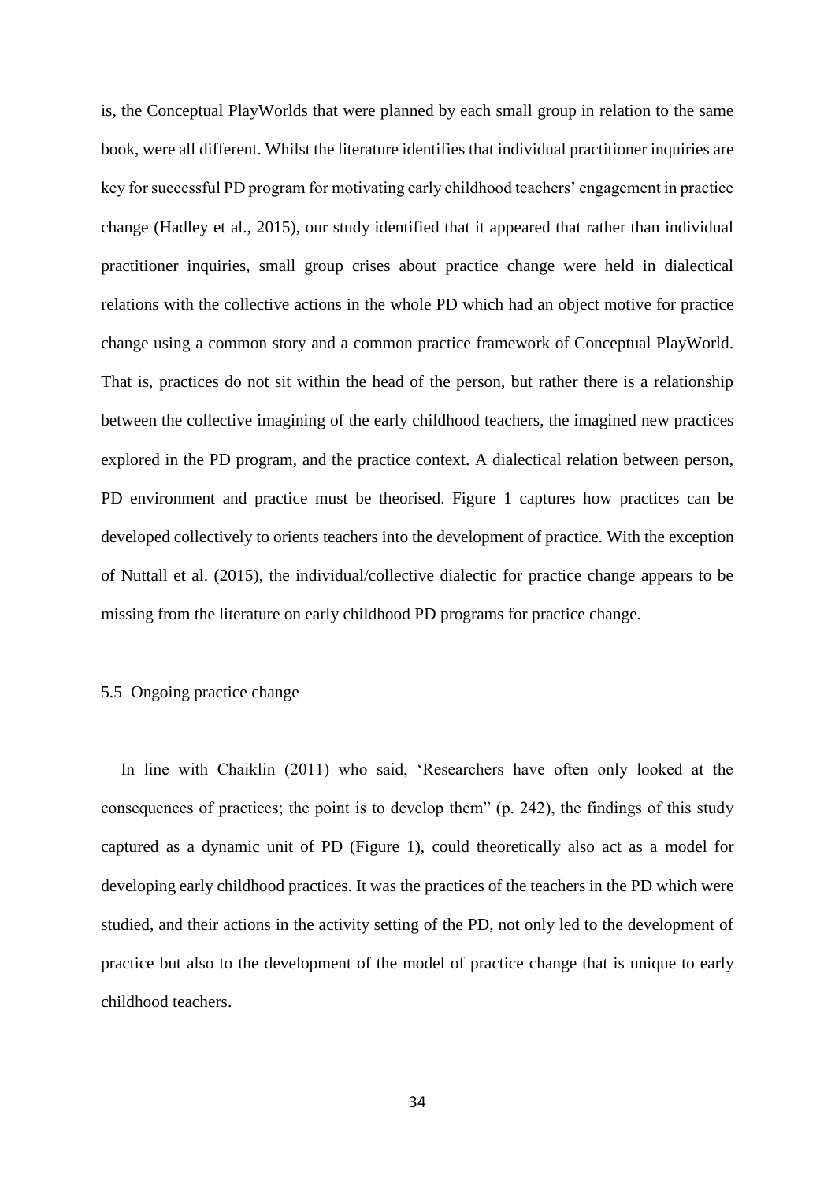is, the Conceptual PlayWorlds that were planned by each small group in relation to the same book, were all different. Whilst the literature identifies that individual practitioner inquiries are key for successful PD program for motivating early childhood teachers' engagement in practice change (Hadley et al., 2015), our study identified that it appeared that rather than individual practitioner inquiries, small group crises about practice change were held in dialectical relations with the collective actions in the whole PD which had an object motive for practice change using a common story and a common practice framework of Conceptual PlayWorld. That is, practices do not sit within the head of the person, but rather there is a relationship between the collective imagining of the early childhood teachers, the imagined new practices explored in the PD program, and the practice context. A dialectical relation between person, PD environment and practice must be theorised. Figure 1 captures how practices can be developed collectively to orients teachers into the development of practice. With the exception of Nuttall et al. (2015), the individual/collective dialectic for practice change appears to be missing from the literature on early childhood PD programs for practice change.

## 5.5 Ongoing practice change

In line with Chaiklin (2011) who said, 'Researchers have often only looked at the consequences of practices; the point is to develop them" (p. 242), the findings of this study captured as a dynamic unit of PD (Figure 1), could theoretically also act as a model for developing early childhood practices. It was the practices of the teachers in the PD which were studied, and their actions in the activity setting of the PD, not only led to the development of practice but also to the development of the model of practice change that is unique to early childhood teachers.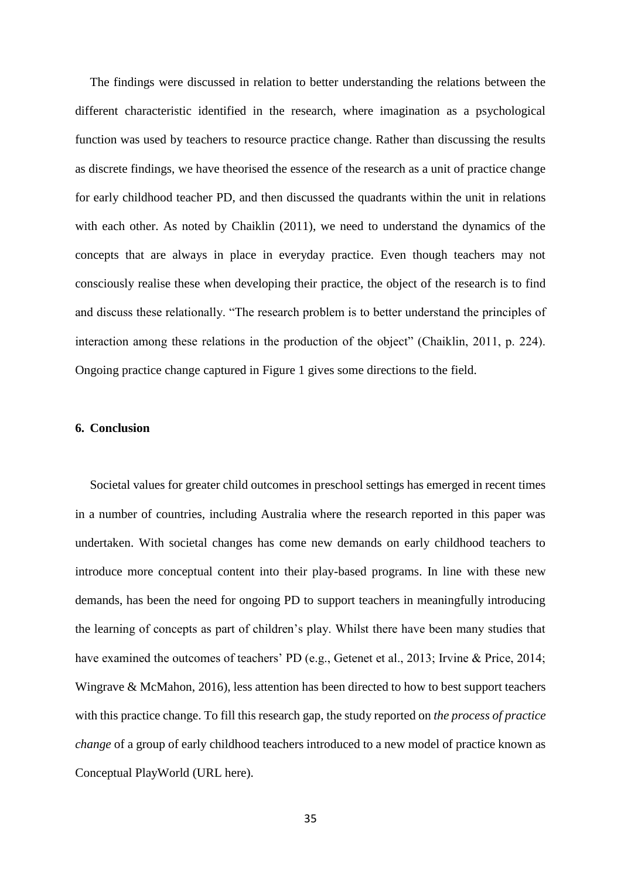The findings were discussed in relation to better understanding the relations between the different characteristic identified in the research, where imagination as a psychological function was used by teachers to resource practice change. Rather than discussing the results as discrete findings, we have theorised the essence of the research as a unit of practice change for early childhood teacher PD, and then discussed the quadrants within the unit in relations with each other. As noted by Chaiklin (2011), we need to understand the dynamics of the concepts that are always in place in everyday practice. Even though teachers may not consciously realise these when developing their practice, the object of the research is to find and discuss these relationally. "The research problem is to better understand the principles of interaction among these relations in the production of the object" (Chaiklin, 2011, p. 224). Ongoing practice change captured in Figure 1 gives some directions to the field.

## 6. Conclusion

Societal values for greater child outcomes in preschool settings has emerged in recent times in a number of countries, including Australia where the research reported in this paper was undertaken. With societal changes has come new demands on early childhood teachers to introduce more conceptual content into their play-based programs. In line with these new demands, has been the need for ongoing PD to support teachers in meaningfully introducing the learning of concepts as part of children's play. Whilst there have been many studies that have examined the outcomes of teachers' PD (e.g., Getenet et al., 2013; Irvine & Price, 2014; Wingrave & McMahon, 2016), less attention has been directed to how to best support teachers with this practice change. To fill this research gap, the study reported on *the process of practice change* of a group of early childhood teachers introduced to a new model of practice known as Conceptual PlayWorld (URL here).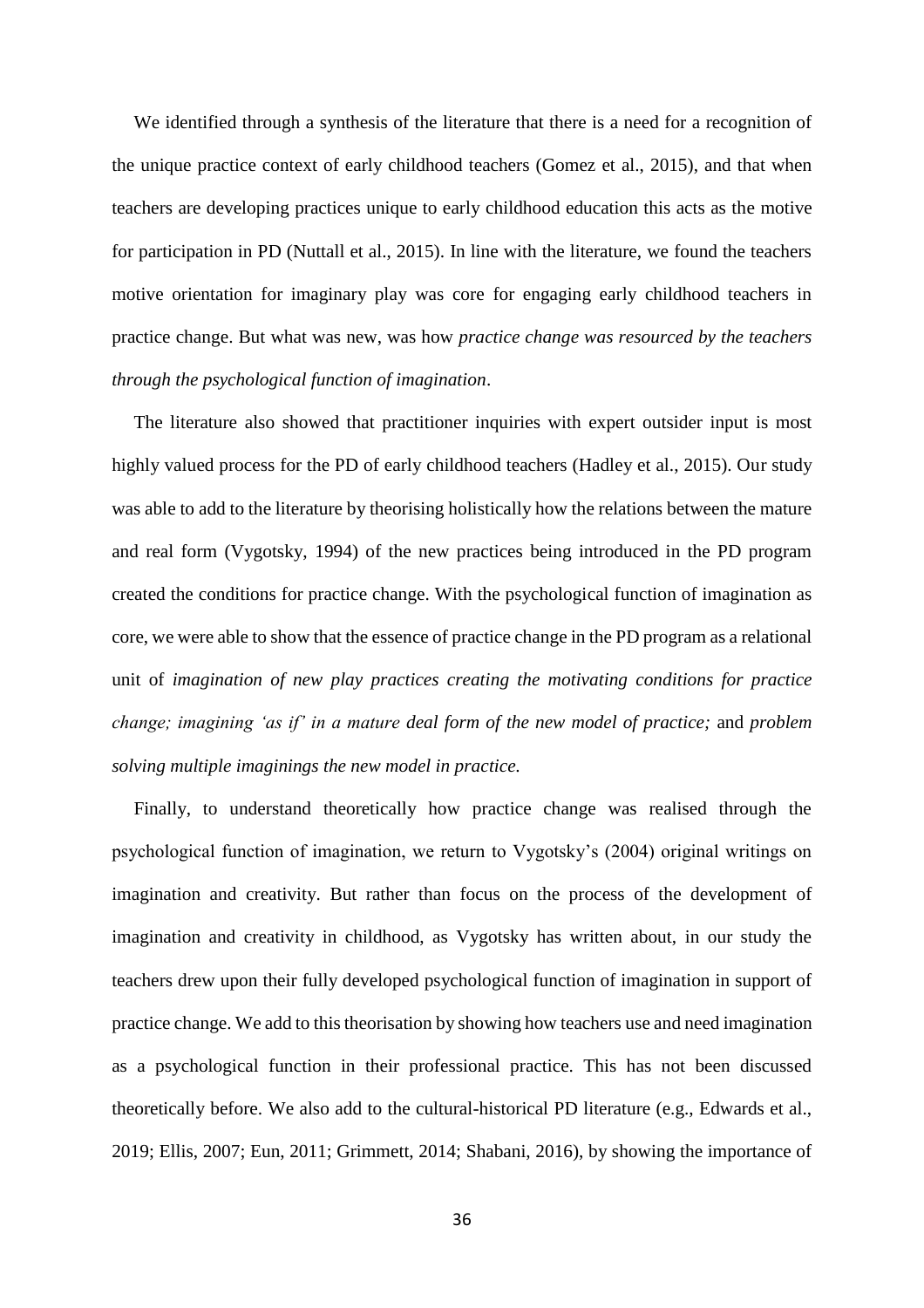We identified through a synthesis of the literature that there is a need for a recognition of the unique practice context of early childhood teachers (Gomez et al., 2015), and that when teachers are developing practices unique to early childhood education this acts as the motive for participation in PD (Nuttall et al., 2015). In line with the literature, we found the teachers motive orientation for imaginary play was core for engaging early childhood teachers in practice change. But what was new, was how *practice change was resourced by the teachers through the psychological function of imagination*.

The literature also showed that practitioner inquiries with expert outsider input is most highly valued process for the PD of early childhood teachers (Hadley et al., 2015). Our study was able to add to the literature by theorising holistically how the relations between the mature and real form (Vygotsky, 1994) of the new practices being introduced in the PD program created the conditions for practice change. With the psychological function of imagination as core, we were able to show that the essence of practice change in the PD program as a relational unit of *imagination of new play practices creating the motivating conditions for practice change; imagining 'as if' in a mature deal form of the new model of practice;* and *problem solving multiple imaginings the new model in practice.*

Finally, to understand theoretically how practice change was realised through the psychological function of imagination, we return to Vygotsky's (2004) original writings on imagination and creativity. But rather than focus on the process of the development of imagination and creativity in childhood, as Vygotsky has written about, in our study the teachers drew upon their fully developed psychological function of imagination in support of practice change. We add to this theorisation by showing how teachers use and need imagination as a psychological function in their professional practice. This has not been discussed theoretically before. We also add to the cultural-historical PD literature (e.g., Edwards et al., 2019; Ellis, 2007; Eun, 2011; Grimmett, 2014; Shabani, 2016), by showing the importance of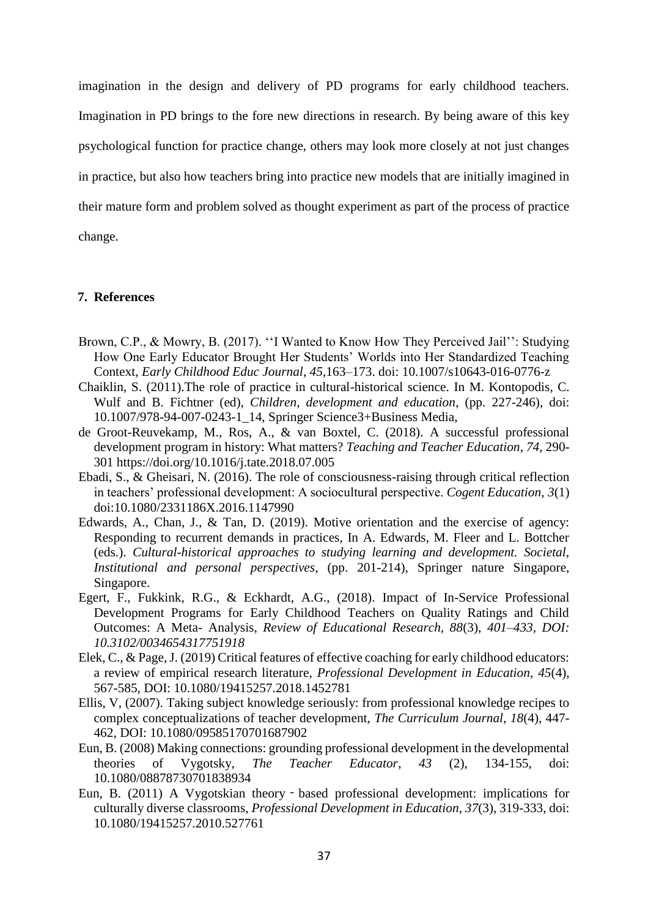imagination in the design and delivery of PD programs for early childhood teachers. Imagination in PD brings to the fore new directions in research. By being aware of this key psychological function for practice change, others may look more closely at not just changes in practice, but also how teachers bring into practice new models that are initially imagined in their mature form and problem solved as thought experiment as part of the process of practice change.

## 7. References

Brown, C.P., & Mowry, B. (2017). ''I Wanted to Know How They Perceived Jail'': Studying How One Early Educator Brought Her Students' Worlds into Her Standardized Teaching Context, *Early Childhood Educ Journal*, *45*,163–173. doi: 10.1007/s10643-016-0776-z

Chaiklin, S. (2011).The role of practice in cultural-historical science. In M. Kontopodis, C. Wulf and B. Fichtner (ed), *Children, development and education*, (pp. 227-246), doi: 10.1007/978-94-007-0243-1_14, Springer Science3+Business Media,

de Groot-Reuvekamp, M., Ros, A., & van Boxtel, C. (2018). A successful professional development program in history: What matters? *Teaching and Teacher Education*, *74*, 290-301 https://doi.org/10.1016/j.tate.2018.07.005

Ebadi, S., & Gheisari, N. (2016). The role of consciousness-raising through critical reflection in teachers' professional development: A sociocultural perspective. *Cogent Education*, *3*(1) doi:10.1080/2331186X.2016.1147990

Edwards, A., Chan, J., & Tan, D. (2019). Motive orientation and the exercise of agency: Responding to recurrent demands in practices, In A. Edwards, M. Fleer and L. Bottcher (eds.). *Cultural-historical approaches to studying learning and development. Societal, Institutional and personal perspectives*, (pp. 201-214), Springer nature Singapore, Singapore.

Egert, F., Fukkink, R.G., & Eckhardt, A.G., (2018). Impact of In-Service Professional Development Programs for Early Childhood Teachers on Quality Ratings and Child Outcomes: A Meta- Analysis, *Review of Educational Research*, *88*(3), *401–433, DOI: 10.3102/0034654317751918*

Elek, C., & Page, J. (2019) Critical features of effective coaching for early childhood educators: a review of empirical research literature, *Professional Development in Education*, *45*(4), 567-585, DOI: 10.1080/19415257.2018.1452781

Ellis, V, (2007). Taking subject knowledge seriously: from professional knowledge recipes to complex conceptualizations of teacher development, *The Curriculum Journal*, *18*(4), 447-462, DOI: 10.1080/09585170701687902

Eun, B. (2008) Making connections: grounding professional development in the developmental theories of Vygotsky, *The Teacher Educator*, *43* (2), 134-155, doi: 10.1080/08878730701838934

Eun, B. (2011) A Vygotskian theory‐based professional development: implications for culturally diverse classrooms, *Professional Development in Education*, *37*(3), 319-333, doi: 10.1080/19415257.2010.527761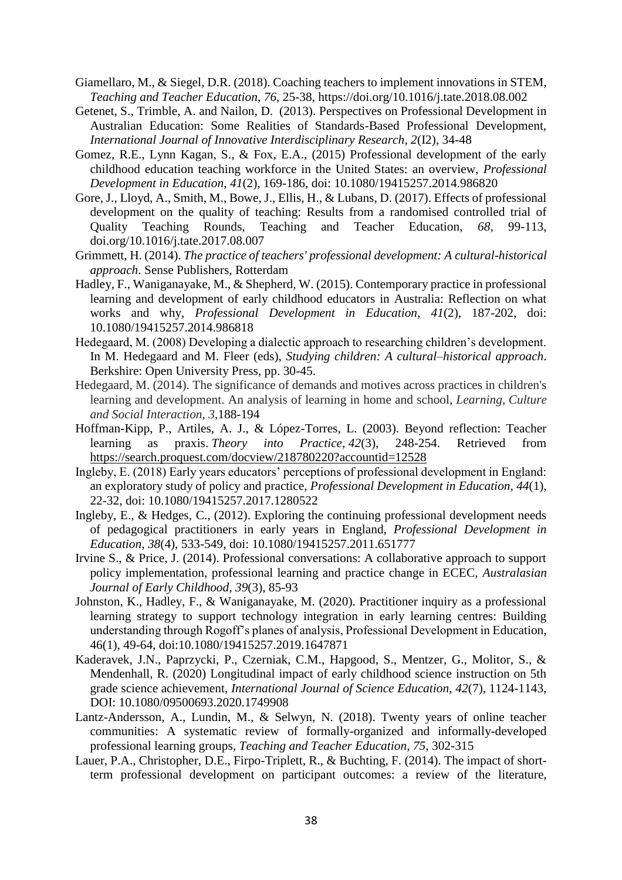Giamellaro, M., & Siegel, D.R. (2018). Coaching teachers to implement innovations in STEM, *Teaching and Teacher Education*, *76*, 25-38, https://doi.org/10.1016/j.tate.2018.08.002

Getenet, S., Trimble, A. and Nailon, D. (2013). Perspectives on Professional Development in Australian Education: Some Realities of Standards-Based Professional Development, *International Journal of Innovative Interdisciplinary Research*, *2*(I2), 34-48

Gomez, R.E., Lynn Kagan, S., & Fox, E.A., (2015) Professional development of the early childhood education teaching workforce in the United States: an overview, *Professional Development in Education*, *41*(2), 169-186, doi: 10.1080/19415257.2014.986820

Gore, J., Lloyd, A., Smith, M., Bowe, J., Ellis, H., & Lubans, D. (2017). Effects of professional development on the quality of teaching: Results from a randomised controlled trial of Quality Teaching Rounds, Teaching and Teacher Education, *68*, 99-113, doi.org/10.1016/j.tate.2017.08.007

Grimmett, H. (2014). *The practice of teachers' professional development: A cultural-historical approach*. Sense Publishers, Rotterdam

Hadley, F., Waniganayake, M., & Shepherd, W. (2015). Contemporary practice in professional learning and development of early childhood educators in Australia: Reflection on what works and why, *Professional Development in Education*, *41*(2), 187-202, doi: 10.1080/19415257.2014.986818

Hedegaard, M. (2008) Developing a dialectic approach to researching children's development. In M. Hedegaard and M. Fleer (eds), *Studying children: A cultural–historical approach*. Berkshire: Open University Press, pp. 30-45.

Hedegaard, M. (2014). The significance of demands and motives across practices in children's learning and development. An analysis of learning in home and school, *Learning, Culture and Social Interaction*, *3*,188-194

Hoffman-Kipp, P., Artiles, A. J., & López-Torres, L. (2003). Beyond reflection: Teacher learning as praxis. *Theory into Practice, 42*(3), 248-254. Retrieved from https://search.proquest.com/docview/218780220?accountid=12528

Ingleby, E. (2018) Early years educators' perceptions of professional development in England: an exploratory study of policy and practice, *Professional Development in Education, 44*(1), 22-32, doi: 10.1080/19415257.2017.1280522

Ingleby, E., & Hedges, C., (2012). Exploring the continuing professional development needs of pedagogical practitioners in early years in England, *Professional Development in Education, 38*(4), 533-549, doi: 10.1080/19415257.2011.651777

Irvine S., & Price, J. (2014). Professional conversations: A collaborative approach to support policy implementation, professional learning and practice change in ECEC, *Australasian Journal of Early Childhood*, *39*(3), 85-93

Johnston, K., Hadley, F., & Waniganayake, M. (2020). Practitioner inquiry as a professional learning strategy to support technology integration in early learning centres: Building understanding through Rogoff's planes of analysis, Professional Development in Education, 46(1), 49-64, doi:10.1080/19415257.2019.1647871

Kaderavek, J.N., Paprzycki, P., Czerniak, C.M., Hapgood, S., Mentzer, G., Molitor, S., & Mendenhall, R. (2020) Longitudinal impact of early childhood science instruction on 5th grade science achievement, *International Journal of Science Education*, *42*(7), 1124-1143, DOI: 10.1080/09500693.2020.1749908

Lantz-Andersson, A., Lundin, M., & Selwyn, N. (2018). Twenty years of online teacher communities: A systematic review of formally-organized and informally-developed professional learning groups, *Teaching and Teacher Education, 75*, 302-315

Lauer, P.A., Christopher, D.E., Firpo-Triplett, R., & Buchting, F. (2014). The impact of short-term professional development on participant outcomes: a review of the literature,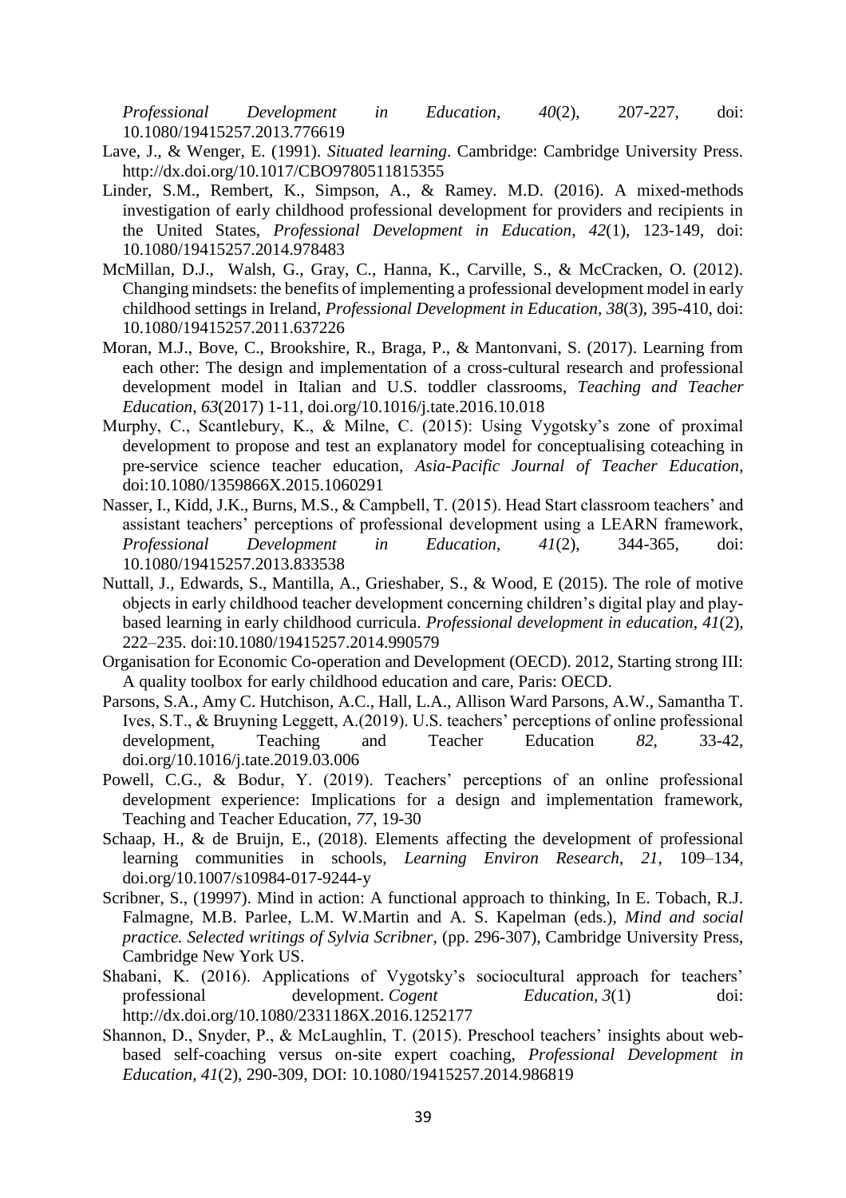*Professional Development in Education*, *40*(2), 207-227, doi: 10.1080/19415257.2013.776619

Lave, J., & Wenger, E. (1991). *Situated learning*. Cambridge: Cambridge University Press. http://dx.doi.org/10.1017/CBO9780511815355

Linder, S.M., Rembert, K., Simpson, A., & Ramey. M.D. (2016). A mixed-methods investigation of early childhood professional development for providers and recipients in the United States, *Professional Development in Education*, *42*(1), 123-149, doi: 10.1080/19415257.2014.978483

McMillan, D.J., Walsh, G., Gray, C., Hanna, K., Carville, S., & McCracken, O. (2012). Changing mindsets: the benefits of implementing a professional development model in early childhood settings in Ireland, *Professional Development in Education*, *38*(3), 395-410, doi: 10.1080/19415257.2011.637226

Moran, M.J., Bove, C., Brookshire, R., Braga, P., & Mantonvani, S. (2017). Learning from each other: The design and implementation of a cross-cultural research and professional development model in Italian and U.S. toddler classrooms, *Teaching and Teacher Education*, *63*(2017) 1-11, doi.org/10.1016/j.tate.2016.10.018

Murphy, C., Scantlebury, K., & Milne, C. (2015): Using Vygotsky's zone of proximal development to propose and test an explanatory model for conceptualising coteaching in pre-service science teacher education, *Asia-Pacific Journal of Teacher Education*, doi:10.1080/1359866X.2015.1060291

Nasser, I., Kidd, J.K., Burns, M.S., & Campbell, T. (2015). Head Start classroom teachers' and assistant teachers' perceptions of professional development using a LEARN framework, *Professional Development in Education*, *41*(2), 344-365, doi: 10.1080/19415257.2013.833538

Nuttall, J., Edwards, S., Mantilla, A., Grieshaber, S., & Wood, E (2015). The role of motive objects in early childhood teacher development concerning children's digital play and play-based learning in early childhood curricula. *Professional development in education*, *41*(2), 222–235. doi:10.1080/19415257.2014.990579

Organisation for Economic Co-operation and Development (OECD). 2012, Starting strong III: A quality toolbox for early childhood education and care, Paris: OECD.

Parsons, S.A., Amy C. Hutchison, A.C., Hall, L.A., Allison Ward Parsons, A.W., Samantha T. Ives, S.T., & Bruyning Leggett, A.(2019). U.S. teachers' perceptions of online professional development, Teaching and Teacher Education *82*, 33-42, doi.org/10.1016/j.tate.2019.03.006

Powell, C.G., & Bodur, Y. (2019). Teachers' perceptions of an online professional development experience: Implications for a design and implementation framework, Teaching and Teacher Education, *77*, 19-30

Schaap, H., & de Bruijn, E., (2018). Elements affecting the development of professional learning communities in schools, *Learning Environ Research*, *21*, 109–134, doi.org/10.1007/s10984-017-9244-y

Scribner, S., (19997). Mind in action: A functional approach to thinking, In E. Tobach, R.J. Falmagne, M.B. Parlee, L.M. W.Martin and A. S. Kapelman (eds.), *Mind and social practice. Selected writings of Sylvia Scribner*, (pp. 296-307), Cambridge University Press, Cambridge New York US.

Shabani, K. (2016). Applications of Vygotsky's sociocultural approach for teachers' professional development. *Cogent Education, 3*(1) doi: http://dx.doi.org/10.1080/2331186X.2016.1252177

Shannon, D., Snyder, P., & McLaughlin, T. (2015). Preschool teachers' insights about web-based self-coaching versus on-site expert coaching, *Professional Development in Education*, *41*(2), 290-309, DOI: 10.1080/19415257.2014.986819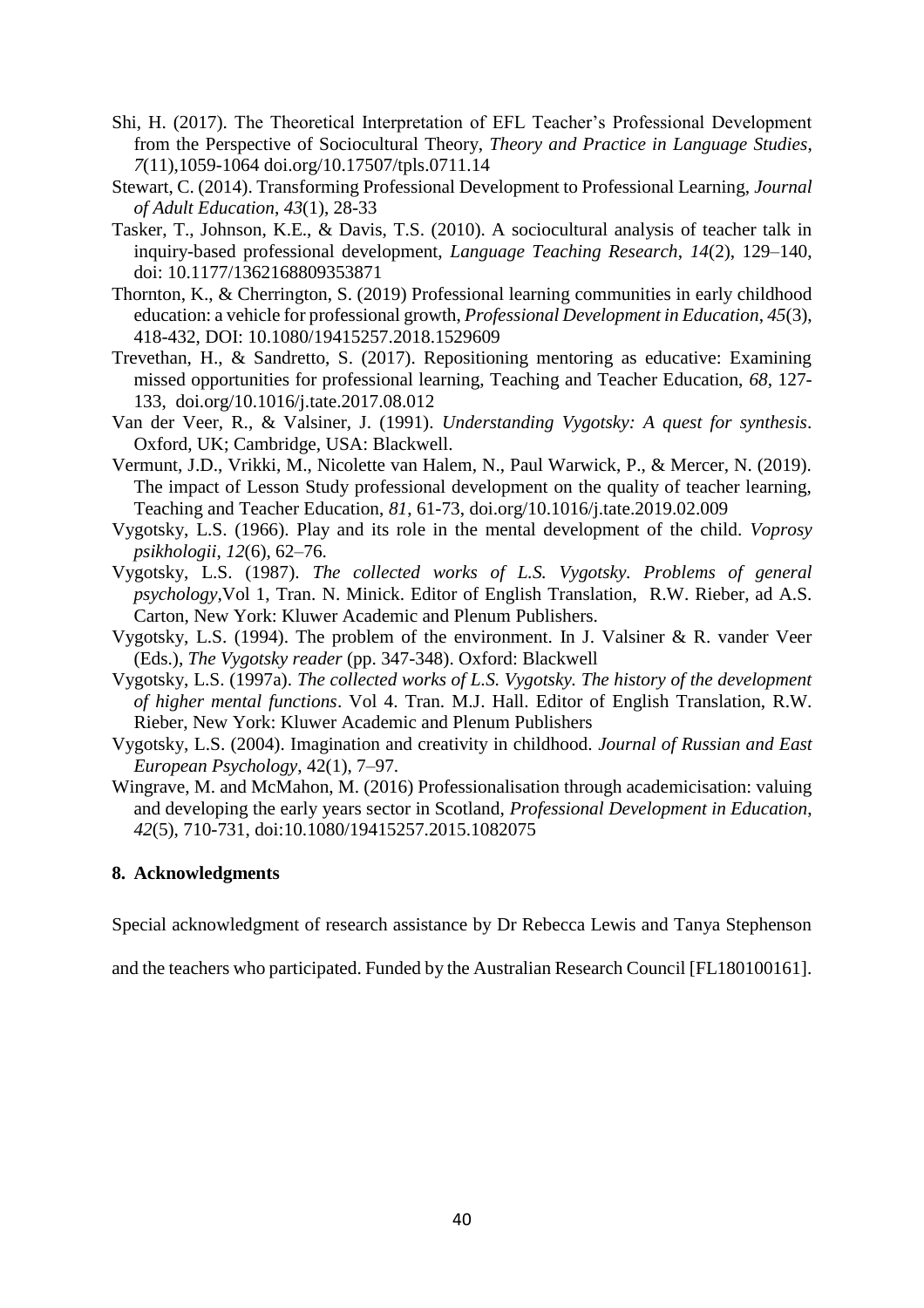Shi, H. (2017). The Theoretical Interpretation of EFL Teacher's Professional Development from the Perspective of Sociocultural Theory, *Theory and Practice in Language Studies*, *7*(11),1059-1064 doi.org/10.17507/tpls.0711.14

Stewart, C. (2014). Transforming Professional Development to Professional Learning, *Journal of Adult Education*, *43*(1), 28-33

Tasker, T., Johnson, K.E., & Davis, T.S. (2010). A sociocultural analysis of teacher talk in inquiry-based professional development, *Language Teaching Research*, *14*(2), 129–140, doi: 10.1177/1362168809353871

Thornton, K., & Cherrington, S. (2019) Professional learning communities in early childhood education: a vehicle for professional growth, *Professional Development in Education*, *45*(3), 418-432, DOI: 10.1080/19415257.2018.1529609

Trevethan, H., & Sandretto, S. (2017). Repositioning mentoring as educative: Examining missed opportunities for professional learning, Teaching and Teacher Education, *68*, 127-133, doi.org/10.1016/j.tate.2017.08.012

Van der Veer, R., & Valsiner, J. (1991). *Understanding Vygotsky: A quest for synthesis*. Oxford, UK; Cambridge, USA: Blackwell.

Vermunt, J.D., Vrikki, M., Nicolette van Halem, N., Paul Warwick, P., & Mercer, N. (2019). The impact of Lesson Study professional development on the quality of teacher learning, Teaching and Teacher Education, *81*, 61-73, doi.org/10.1016/j.tate.2019.02.009

Vygotsky, L.S. (1966). Play and its role in the mental development of the child. *Voprosy psikhologii*, *12*(6), 62–76.

Vygotsky, L.S. (1987). *The collected works of L.S. Vygotsky. Problems of general psychology*,Vol 1, Tran. N. Minick. Editor of English Translation, R.W. Rieber, ad A.S. Carton, New York: Kluwer Academic and Plenum Publishers.

Vygotsky, L.S. (1994). The problem of the environment. In J. Valsiner & R. vander Veer (Eds.), *The Vygotsky reader* (pp. 347-348). Oxford: Blackwell

Vygotsky, L.S. (1997a). *The collected works of L.S. Vygotsky. The history of the development of higher mental functions*. Vol 4. Tran. M.J. Hall. Editor of English Translation, R.W. Rieber, New York: Kluwer Academic and Plenum Publishers

Vygotsky, L.S. (2004). Imagination and creativity in childhood. *Journal of Russian and East European Psychology*, 42(1), 7–97.

Wingrave, M. and McMahon, M. (2016) Professionalisation through academicisation: valuing and developing the early years sector in Scotland, *Professional Development in Education*, *42*(5), 710-731, doi:10.1080/19415257.2015.1082075

## 8. Acknowledgments

Special acknowledgment of research assistance by Dr Rebecca Lewis and Tanya Stephenson and the teachers who participated. Funded by the Australian Research Council [FL180100161].